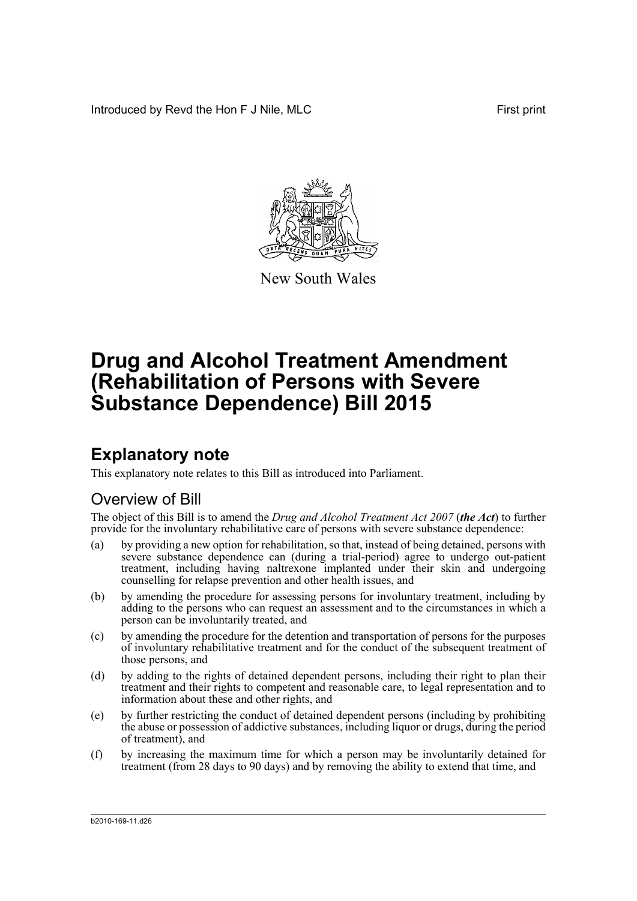Introduced by Revd the Hon F J Nile, MLC First print

New South Wales

# Drug and Alcohol Treatment Amendment (Rehabilitation of Persons with Severe Substance Dependence) Bill 2015

## Explanatory note

This explanatory note relates to this Bill as introduced into Parliament.

### Overview of Bill

The object of this Bill is to amend the *Drug and Alcohol Treatment Act 2007* (***the Act***) to further provide for the involuntary rehabilitative care of persons with severe substance dependence:

(a) by providing a new option for rehabilitation, so that, instead of being detained, persons with severe substance dependence can (during a trial-period) agree to undergo out-patient treatment, including having naltrexone implanted under their skin and undergoing counselling for relapse prevention and other health issues, and

(b) by amending the procedure for assessing persons for involuntary treatment, including by adding to the persons who can request an assessment and to the circumstances in which a person can be involuntarily treated, and

(c) by amending the procedure for the detention and transportation of persons for the purposes of involuntary rehabilitative treatment and for the conduct of the subsequent treatment of those persons, and

(d) by adding to the rights of detained dependent persons, including their right to plan their treatment and their rights to competent and reasonable care, to legal representation and to information about these and other rights, and

(e) by further restricting the conduct of detained dependent persons (including by prohibiting the abuse or possession of addictive substances, including liquor or drugs, during the period of treatment), and

(f) by increasing the maximum time for which a person may be involuntarily detained for treatment (from 28 days to 90 days) and by removing the ability to extend that time, and

b2010-169-11.d26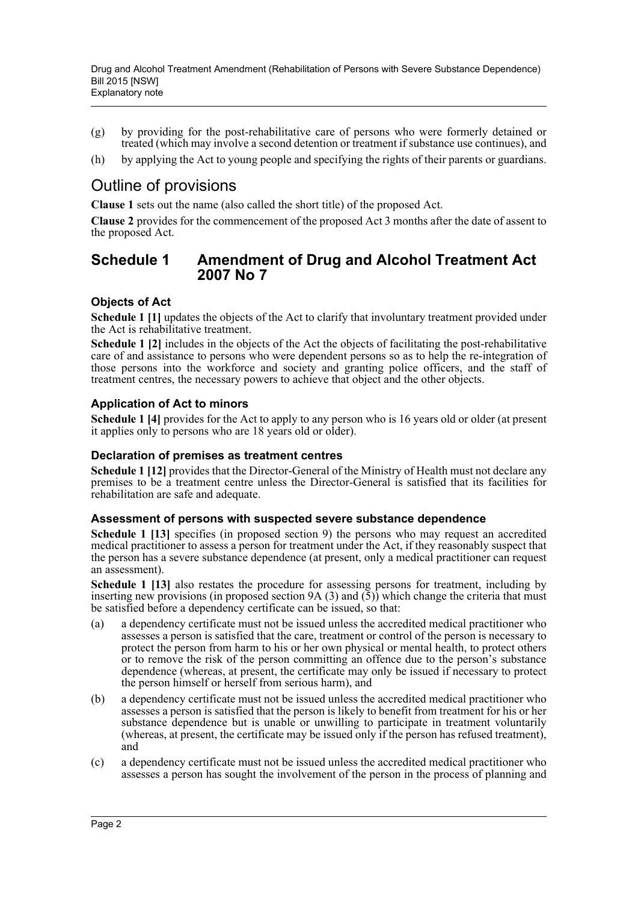(g) by providing for the post-rehabilitative care of persons who were formerly detained or treated (which may involve a second detention or treatment if substance use continues), and

(h) by applying the Act to young people and specifying the rights of their parents or guardians.

# Outline of provisions

**Clause 1** sets out the name (also called the short title) of the proposed Act.

**Clause 2** provides for the commencement of the proposed Act 3 months after the date of assent to the proposed Act.

## Schedule 1 Amendment of Drug and Alcohol Treatment Act 2007 No 7

### Objects of Act

**Schedule 1 [1]** updates the objects of the Act to clarify that involuntary treatment provided under the Act is rehabilitative treatment.

**Schedule 1 [2]** includes in the objects of the Act the objects of facilitating the post-rehabilitative care of and assistance to persons who were dependent persons so as to help the re-integration of those persons into the workforce and society and granting police officers, and the staff of treatment centres, the necessary powers to achieve that object and the other objects.

### Application of Act to minors

**Schedule 1 [4]** provides for the Act to apply to any person who is 16 years old or older (at present it applies only to persons who are 18 years old or older).

### Declaration of premises as treatment centres

**Schedule 1 [12]** provides that the Director-General of the Ministry of Health must not declare any premises to be a treatment centre unless the Director-General is satisfied that its facilities for rehabilitation are safe and adequate.

### Assessment of persons with suspected severe substance dependence

**Schedule 1 [13]** specifies (in proposed section 9) the persons who may request an accredited medical practitioner to assess a person for treatment under the Act, if they reasonably suspect that the person has a severe substance dependence (at present, only a medical practitioner can request an assessment).

**Schedule 1 [13]** also restates the procedure for assessing persons for treatment, including by inserting new provisions (in proposed section 9A (3) and (5)) which change the criteria that must be satisfied before a dependency certificate can be issued, so that:

(a) a dependency certificate must not be issued unless the accredited medical practitioner who assesses a person is satisfied that the care, treatment or control of the person is necessary to protect the person from harm to his or her own physical or mental health, to protect others or to remove the risk of the person committing an offence due to the person's substance dependence (whereas, at present, the certificate may only be issued if necessary to protect the person himself or herself from serious harm), and

(b) a dependency certificate must not be issued unless the accredited medical practitioner who assesses a person is satisfied that the person is likely to benefit from treatment for his or her substance dependence but is unable or unwilling to participate in treatment voluntarily (whereas, at present, the certificate may be issued only if the person has refused treatment), and

(c) a dependency certificate must not be issued unless the accredited medical practitioner who assesses a person has sought the involvement of the person in the process of planning and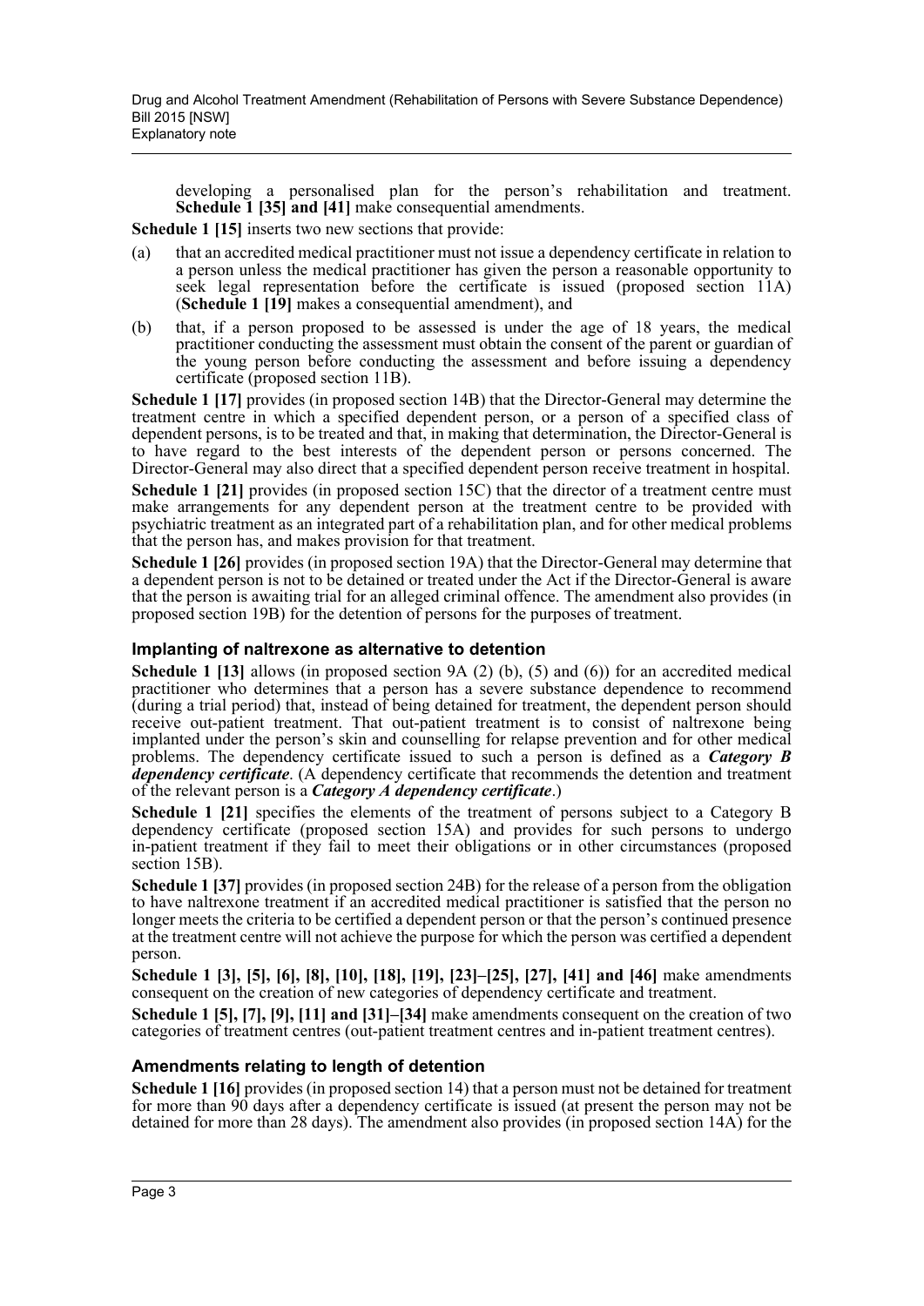developing a personalised plan for the person's rehabilitation and treatment. **Schedule 1 [35] and [41]** make consequential amendments.

**Schedule 1 [15]** inserts two new sections that provide:

(a) that an accredited medical practitioner must not issue a dependency certificate in relation to a person unless the medical practitioner has given the person a reasonable opportunity to seek legal representation before the certificate is issued (proposed section 11A) (**Schedule 1 [19]** makes a consequential amendment), and

(b) that, if a person proposed to be assessed is under the age of 18 years, the medical practitioner conducting the assessment must obtain the consent of the parent or guardian of the young person before conducting the assessment and before issuing a dependency certificate (proposed section 11B).

**Schedule 1 [17]** provides (in proposed section 14B) that the Director-General may determine the treatment centre in which a specified dependent person, or a person of a specified class of dependent persons, is to be treated and that, in making that determination, the Director-General is to have regard to the best interests of the dependent person or persons concerned. The Director-General may also direct that a specified dependent person receive treatment in hospital.

**Schedule 1 [21]** provides (in proposed section 15C) that the director of a treatment centre must make arrangements for any dependent person at the treatment centre to be provided with psychiatric treatment as an integrated part of a rehabilitation plan, and for other medical problems that the person has, and makes provision for that treatment.

**Schedule 1 [26]** provides (in proposed section 19A) that the Director-General may determine that a dependent person is not to be detained or treated under the Act if the Director-General is aware that the person is awaiting trial for an alleged criminal offence. The amendment also provides (in proposed section 19B) for the detention of persons for the purposes of treatment.

### Implanting of naltrexone as alternative to detention

**Schedule 1 [13]** allows (in proposed section 9A (2) (b), (5) and (6)) for an accredited medical practitioner who determines that a person has a severe substance dependence to recommend (during a trial period) that, instead of being detained for treatment, the dependent person should receive out-patient treatment. That out-patient treatment is to consist of naltrexone being implanted under the person's skin and counselling for relapse prevention and for other medical problems. The dependency certificate issued to such a person is defined as a ***Category B dependency certificate***. (A dependency certificate that recommends the detention and treatment of the relevant person is a ***Category A dependency certificate***.)

**Schedule 1 [21]** specifies the elements of the treatment of persons subject to a Category B dependency certificate (proposed section 15A) and provides for such persons to undergo in-patient treatment if they fail to meet their obligations or in other circumstances (proposed section 15B).

**Schedule 1 [37]** provides (in proposed section 24B) for the release of a person from the obligation to have naltrexone treatment if an accredited medical practitioner is satisfied that the person no longer meets the criteria to be certified a dependent person or that the person's continued presence at the treatment centre will not achieve the purpose for which the person was certified a dependent person.

**Schedule 1 [3], [5], [6], [8], [10], [18], [19], [23]–[25], [27], [41] and [46]** make amendments consequent on the creation of new categories of dependency certificate and treatment.

**Schedule 1 [5], [7], [9], [11] and [31]–[34]** make amendments consequent on the creation of two categories of treatment centres (out-patient treatment centres and in-patient treatment centres).

### Amendments relating to length of detention

**Schedule 1 [16]** provides (in proposed section 14) that a person must not be detained for treatment for more than 90 days after a dependency certificate is issued (at present the person may not be detained for more than 28 days). The amendment also provides (in proposed section 14A) for the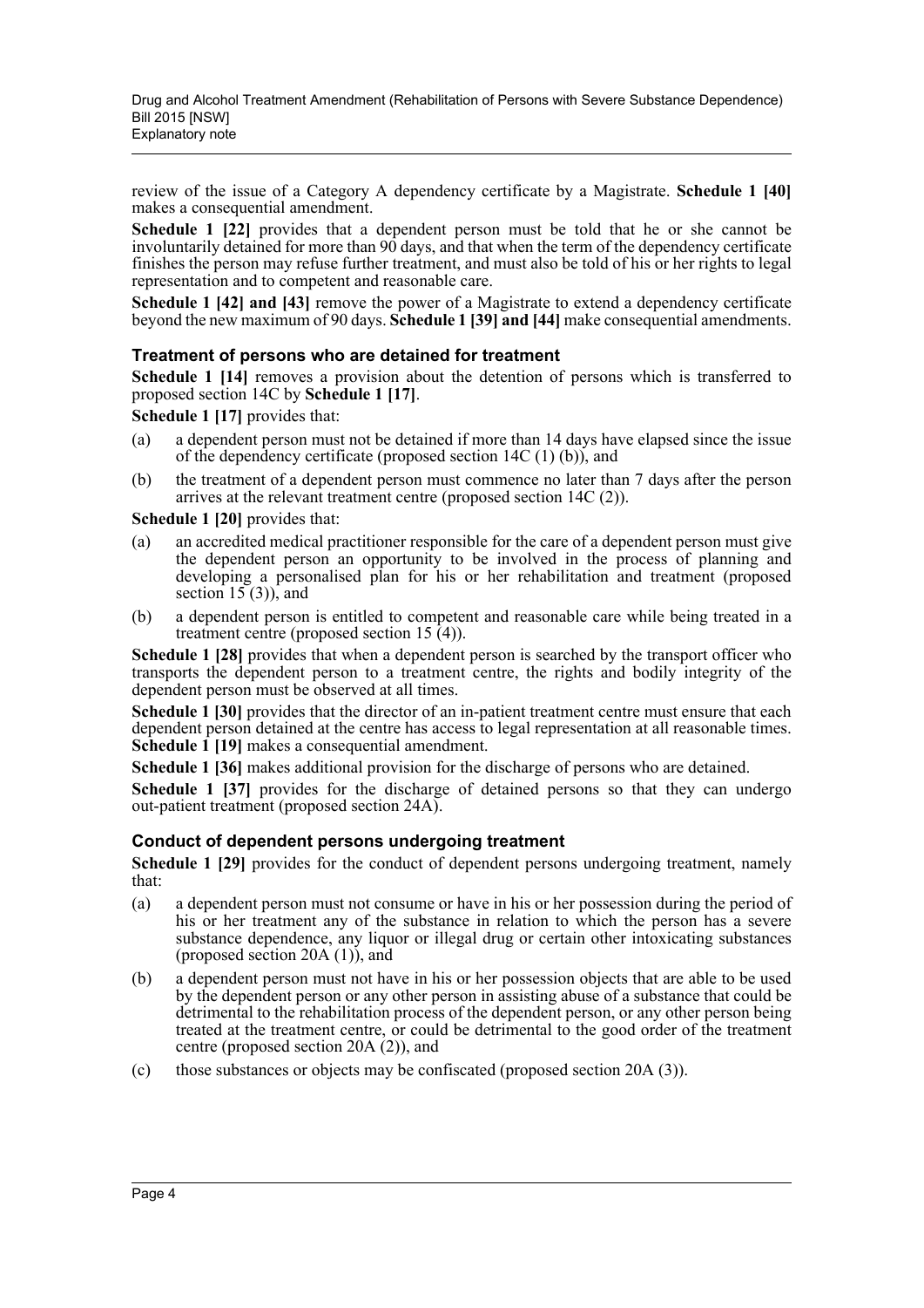review of the issue of a Category A dependency certificate by a Magistrate. **Schedule 1 [40]** makes a consequential amendment.

**Schedule 1 [22]** provides that a dependent person must be told that he or she cannot be involuntarily detained for more than 90 days, and that when the term of the dependency certificate finishes the person may refuse further treatment, and must also be told of his or her rights to legal representation and to competent and reasonable care.

**Schedule 1 [42] and [43]** remove the power of a Magistrate to extend a dependency certificate beyond the new maximum of 90 days. **Schedule 1 [39] and [44]** make consequential amendments.

### Treatment of persons who are detained for treatment

**Schedule 1 [14]** removes a provision about the detention of persons which is transferred to proposed section 14C by **Schedule 1 [17]**.

**Schedule 1 [17]** provides that:

(a) a dependent person must not be detained if more than 14 days have elapsed since the issue of the dependency certificate (proposed section 14C (1) (b)), and

(b) the treatment of a dependent person must commence no later than 7 days after the person arrives at the relevant treatment centre (proposed section 14C (2)).

**Schedule 1 [20]** provides that:

(a) an accredited medical practitioner responsible for the care of a dependent person must give the dependent person an opportunity to be involved in the process of planning and developing a personalised plan for his or her rehabilitation and treatment (proposed section 15 (3)), and

(b) a dependent person is entitled to competent and reasonable care while being treated in a treatment centre (proposed section 15 (4)).

**Schedule 1 [28]** provides that when a dependent person is searched by the transport officer who transports the dependent person to a treatment centre, the rights and bodily integrity of the dependent person must be observed at all times.

**Schedule 1 [30]** provides that the director of an in-patient treatment centre must ensure that each dependent person detained at the centre has access to legal representation at all reasonable times. **Schedule 1 [19]** makes a consequential amendment.

**Schedule 1 [36]** makes additional provision for the discharge of persons who are detained.

**Schedule 1 [37]** provides for the discharge of detained persons so that they can undergo out-patient treatment (proposed section 24A).

### Conduct of dependent persons undergoing treatment

**Schedule 1 [29]** provides for the conduct of dependent persons undergoing treatment, namely that:

(a) a dependent person must not consume or have in his or her possession during the period of his or her treatment any of the substance in relation to which the person has a severe substance dependence, any liquor or illegal drug or certain other intoxicating substances (proposed section 20A (1)), and

(b) a dependent person must not have in his or her possession objects that are able to be used by the dependent person or any other person in assisting abuse of a substance that could be detrimental to the rehabilitation process of the dependent person, or any other person being treated at the treatment centre, or could be detrimental to the good order of the treatment centre (proposed section 20A (2)), and

(c) those substances or objects may be confiscated (proposed section 20A (3)).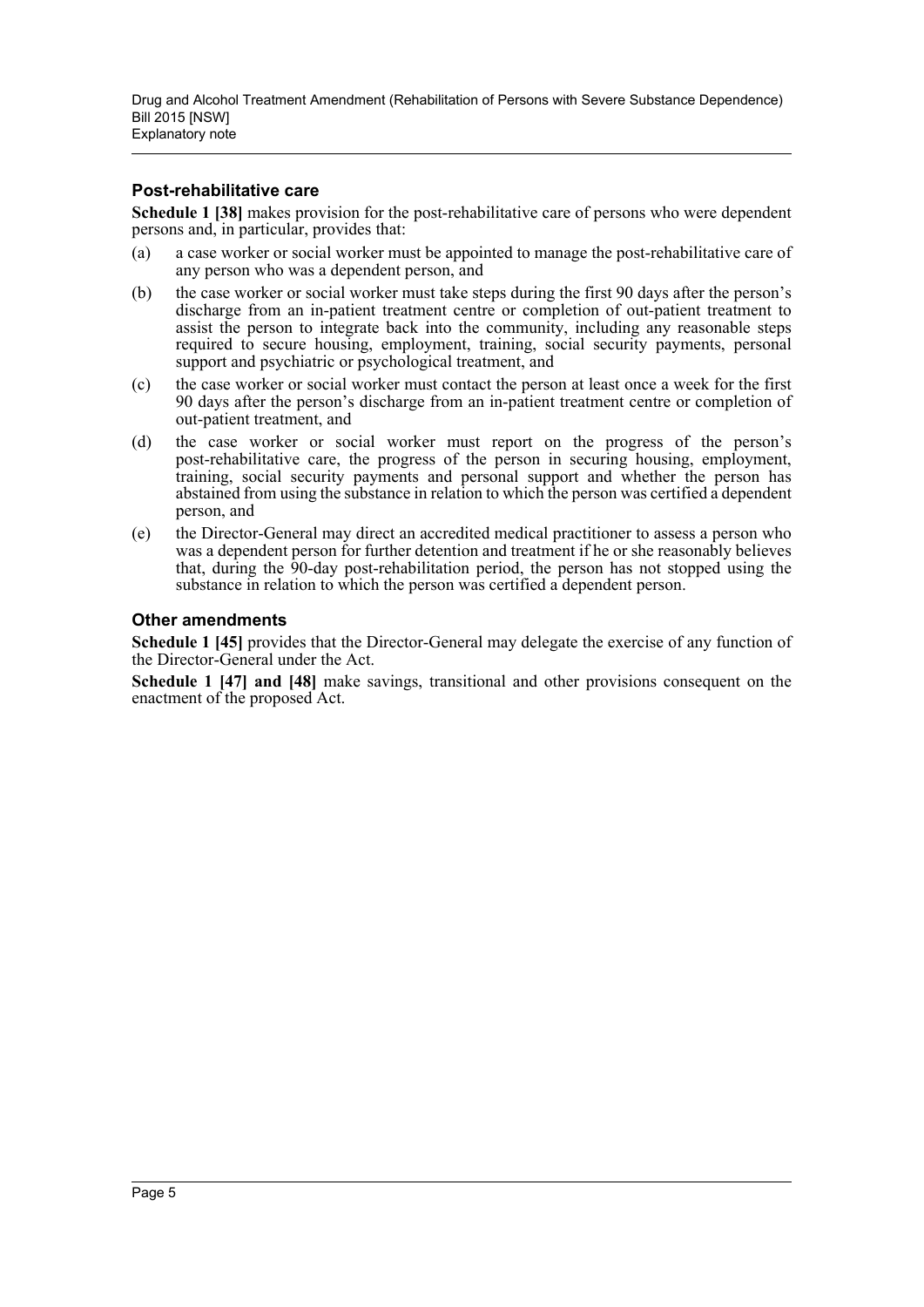## Post-rehabilitative care

**Schedule 1 [38]** makes provision for the post-rehabilitative care of persons who were dependent persons and, in particular, provides that:

(a) a case worker or social worker must be appointed to manage the post-rehabilitative care of any person who was a dependent person, and

(b) the case worker or social worker must take steps during the first 90 days after the person's discharge from an in-patient treatment centre or completion of out-patient treatment to assist the person to integrate back into the community, including any reasonable steps required to secure housing, employment, training, social security payments, personal support and psychiatric or psychological treatment, and

(c) the case worker or social worker must contact the person at least once a week for the first 90 days after the person's discharge from an in-patient treatment centre or completion of out-patient treatment, and

(d) the case worker or social worker must report on the progress of the person's post-rehabilitative care, the progress of the person in securing housing, employment, training, social security payments and personal support and whether the person has abstained from using the substance in relation to which the person was certified a dependent person, and

(e) the Director-General may direct an accredited medical practitioner to assess a person who was a dependent person for further detention and treatment if he or she reasonably believes that, during the 90-day post-rehabilitation period, the person has not stopped using the substance in relation to which the person was certified a dependent person.

## Other amendments

**Schedule 1 [45]** provides that the Director-General may delegate the exercise of any function of the Director-General under the Act.

**Schedule 1 [47] and [48]** make savings, transitional and other provisions consequent on the enactment of the proposed Act.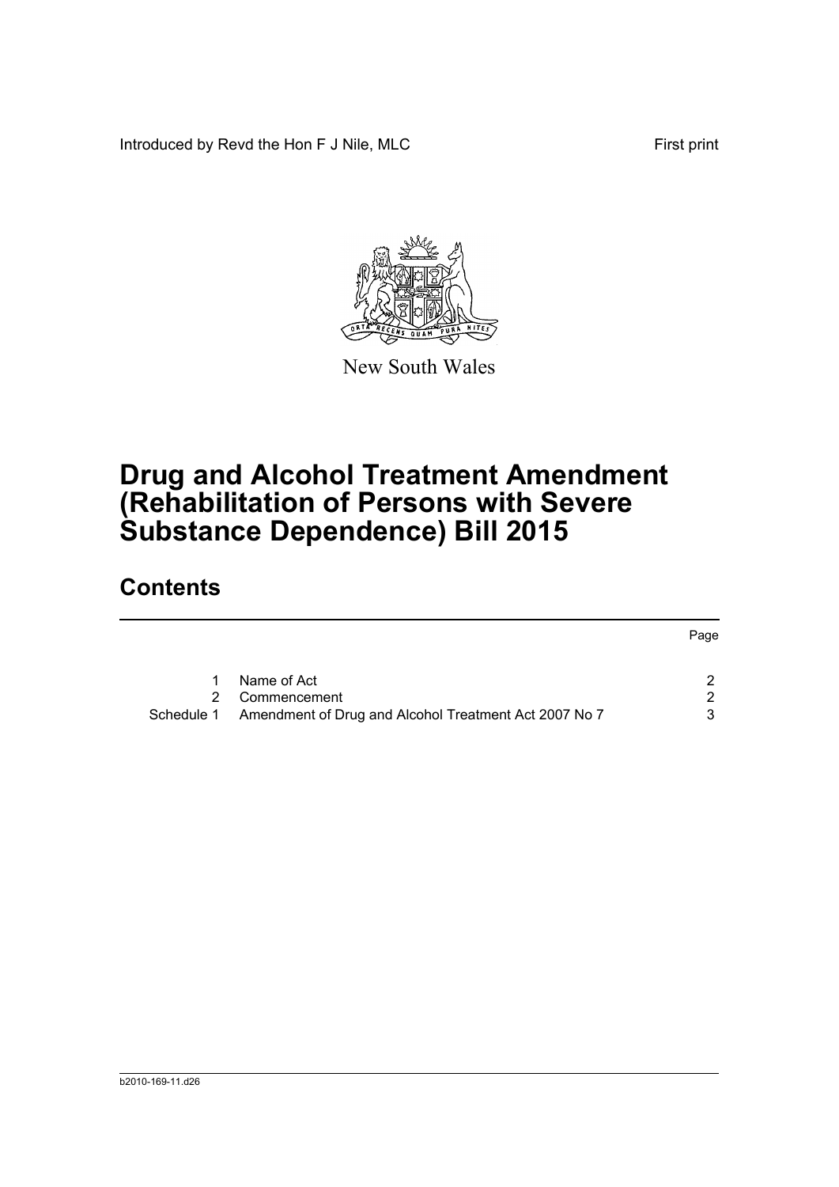Introduced by Revd the Hon F J Nile, MLC First print

New South Wales

# Drug and Alcohol Treatment Amendment (Rehabilitation of Persons with Severe Substance Dependence) Bill 2015

## Contents

| | | Page |
|---|---|---|
| 1 | Name of Act | 2 |
| 2 | Commencement | 2 |
| Schedule 1 | Amendment of Drug and Alcohol Treatment Act 2007 No 7 | 3 |

b2010-169-11.d26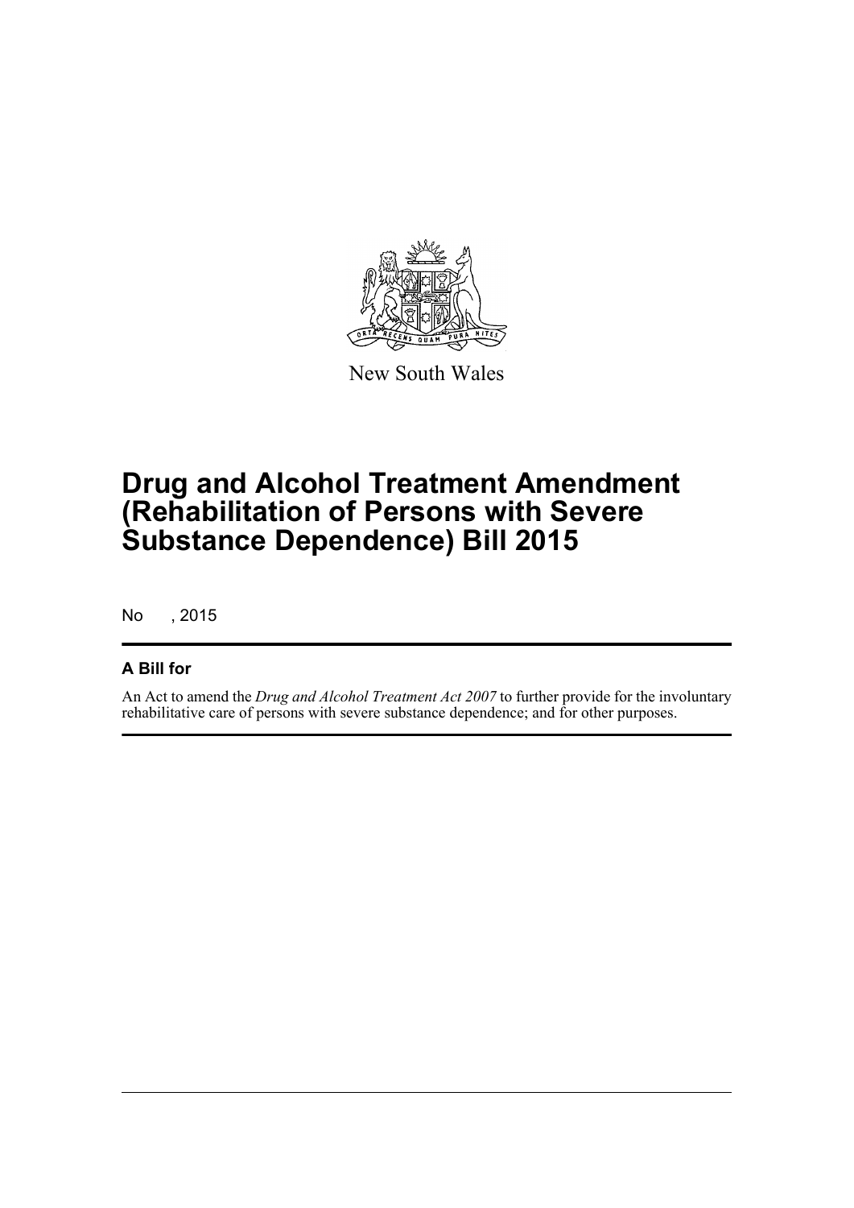New South Wales

# Drug and Alcohol Treatment Amendment (Rehabilitation of Persons with Severe Substance Dependence) Bill 2015

No , 2015

## A Bill for

An Act to amend the *Drug and Alcohol Treatment Act 2007* to further provide for the involuntary rehabilitative care of persons with severe substance dependence; and for other purposes.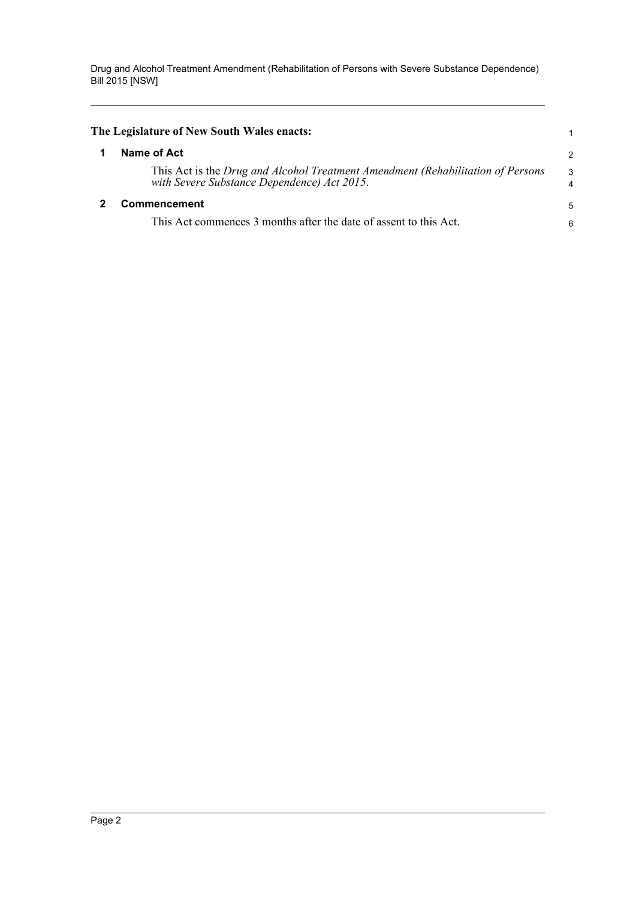**The Legislature of New South Wales enacts:**

### 1 Name of Act

This Act is the *Drug and Alcohol Treatment Amendment (Rehabilitation of Persons with Severe Substance Dependence) Act 2015*.

### 2 Commencement

This Act commences 3 months after the date of assent to this Act.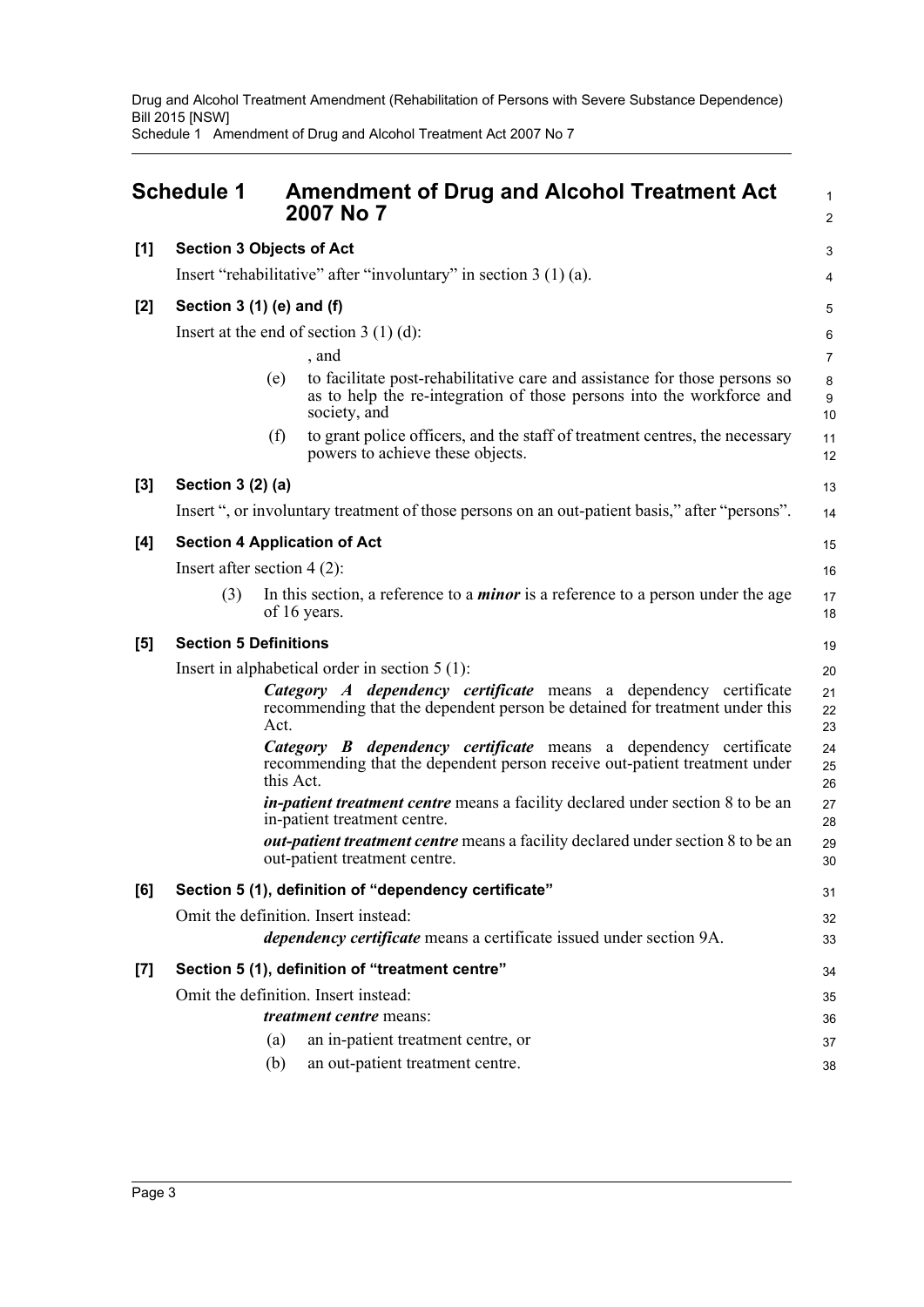## Schedule 1 Amendment of Drug and Alcohol Treatment Act 2007 No 7

**[1] Section 3 Objects of Act**

Insert "rehabilitative" after "involuntary" in section 3 (1) (a).

**[2] Section 3 (1) (e) and (f)**

Insert at the end of section 3 (1) (d):

, and

(e) to facilitate post-rehabilitative care and assistance for those persons so as to help the re-integration of those persons into the workforce and society, and

(f) to grant police officers, and the staff of treatment centres, the necessary powers to achieve these objects.

**[3] Section 3 (2) (a)**

Insert ", or involuntary treatment of those persons on an out-patient basis," after "persons".

**[4] Section 4 Application of Act**

Insert after section 4 (2):

(3) In this section, a reference to a ***minor*** is a reference to a person under the age of 16 years.

**[5] Section 5 Definitions**

Insert in alphabetical order in section 5 (1):

***Category A dependency certificate*** means a dependency certificate recommending that the dependent person be detained for treatment under this Act.

***Category B dependency certificate*** means a dependency certificate recommending that the dependent person receive out-patient treatment under this Act.

***in-patient treatment centre*** means a facility declared under section 8 to be an in-patient treatment centre.

***out-patient treatment centre*** means a facility declared under section 8 to be an out-patient treatment centre.

**[6] Section 5 (1), definition of "dependency certificate"**

Omit the definition. Insert instead:

***dependency certificate*** means a certificate issued under section 9A.

**[7] Section 5 (1), definition of "treatment centre"**

Omit the definition. Insert instead:

***treatment centre*** means:

(a) an in-patient treatment centre, or

(b) an out-patient treatment centre.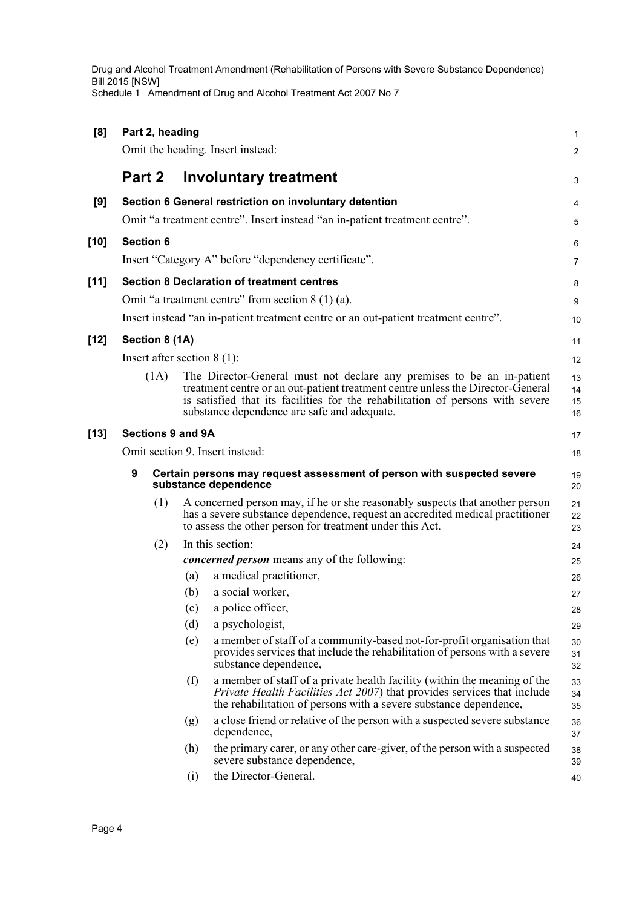**[8] Part 2, heading**

Omit the heading. Insert instead:

## Part 2 Involuntary treatment

**[9] Section 6 General restriction on involuntary detention**

Omit "a treatment centre". Insert instead "an in-patient treatment centre".

**[10] Section 6**

Insert "Category A" before "dependency certificate".

**[11] Section 8 Declaration of treatment centres**

Omit "a treatment centre" from section 8 (1) (a).

Insert instead "an in-patient treatment centre or an out-patient treatment centre".

**[12] Section 8 (1A)**

Insert after section 8 (1):

(1A) The Director-General must not declare any premises to be an in-patient treatment centre or an out-patient treatment centre unless the Director-General is satisfied that its facilities for the rehabilitation of persons with severe substance dependence are safe and adequate.

**[13] Sections 9 and 9A**

Omit section 9. Insert instead:

**9 Certain persons may request assessment of person with suspected severe substance dependence**

(1) A concerned person may, if he or she reasonably suspects that another person has a severe substance dependence, request an accredited medical practitioner to assess the other person for treatment under this Act.

(2) In this section:

***concerned person*** means any of the following:

(a) a medical practitioner,

(b) a social worker,

(c) a police officer,

(d) a psychologist,

(e) a member of staff of a community-based not-for-profit organisation that provides services that include the rehabilitation of persons with a severe substance dependence,

(f) a member of staff of a private health facility (within the meaning of the *Private Health Facilities Act 2007*) that provides services that include the rehabilitation of persons with a severe substance dependence,

(g) a close friend or relative of the person with a suspected severe substance dependence,

(h) the primary carer, or any other care-giver, of the person with a suspected severe substance dependence,

(i) the Director-General.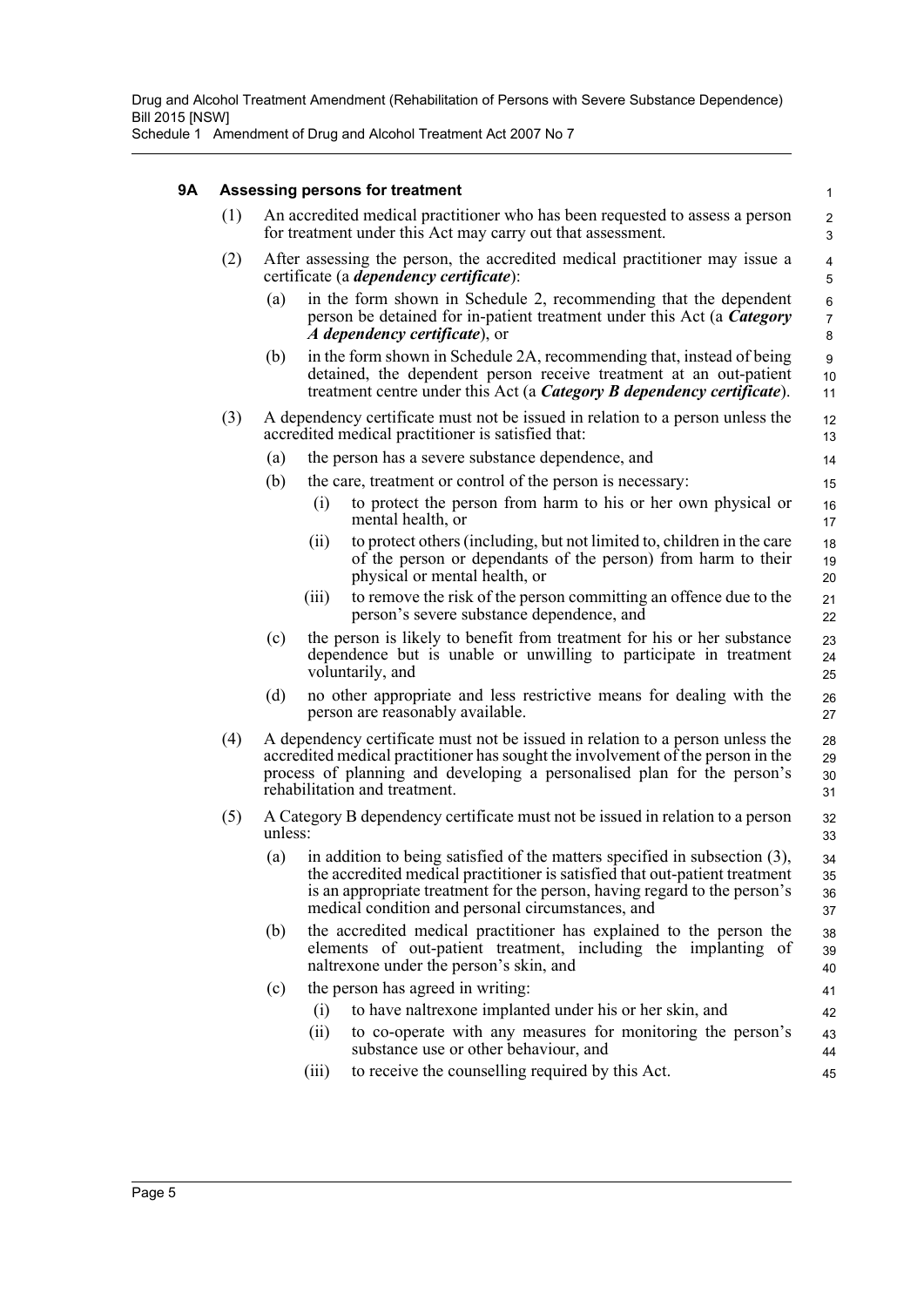### 9A Assessing persons for treatment

(1) An accredited medical practitioner who has been requested to assess a person for treatment under this Act may carry out that assessment.

(2) After assessing the person, the accredited medical practitioner may issue a certificate (a ***dependency certificate***):

(a) in the form shown in Schedule 2, recommending that the dependent person be detained for in-patient treatment under this Act (a ***Category A dependency certificate***), or

(b) in the form shown in Schedule 2A, recommending that, instead of being detained, the dependent person receive treatment at an out-patient treatment centre under this Act (a ***Category B dependency certificate***).

(3) A dependency certificate must not be issued in relation to a person unless the accredited medical practitioner is satisfied that:

(a) the person has a severe substance dependence, and

(b) the care, treatment or control of the person is necessary:

(i) to protect the person from harm to his or her own physical or mental health, or

(ii) to protect others (including, but not limited to, children in the care of the person or dependants of the person) from harm to their physical or mental health, or

(iii) to remove the risk of the person committing an offence due to the person's severe substance dependence, and

(c) the person is likely to benefit from treatment for his or her substance dependence but is unable or unwilling to participate in treatment voluntarily, and

(d) no other appropriate and less restrictive means for dealing with the person are reasonably available.

(4) A dependency certificate must not be issued in relation to a person unless the accredited medical practitioner has sought the involvement of the person in the process of planning and developing a personalised plan for the person's rehabilitation and treatment.

(5) A Category B dependency certificate must not be issued in relation to a person unless:

(a) in addition to being satisfied of the matters specified in subsection (3), the accredited medical practitioner is satisfied that out-patient treatment is an appropriate treatment for the person, having regard to the person's medical condition and personal circumstances, and

(b) the accredited medical practitioner has explained to the person the elements of out-patient treatment, including the implanting of naltrexone under the person's skin, and

(c) the person has agreed in writing:

(i) to have naltrexone implanted under his or her skin, and

(ii) to co-operate with any measures for monitoring the person's substance use or other behaviour, and

(iii) to receive the counselling required by this Act.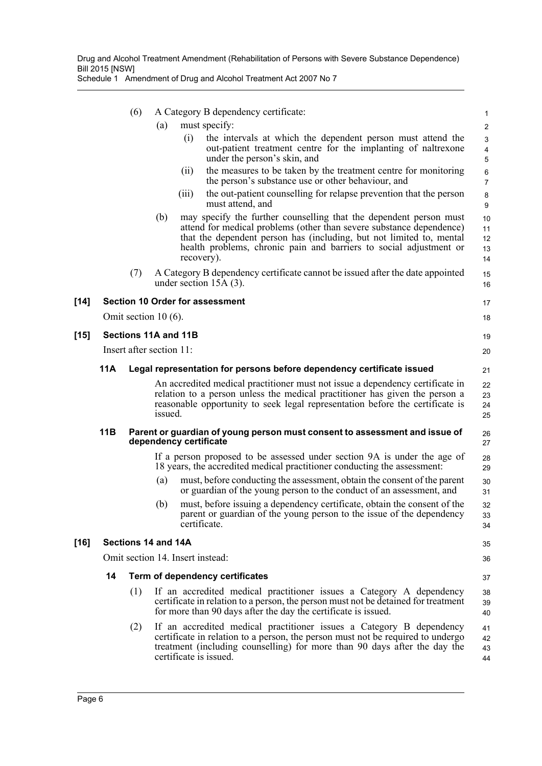(6) A Category B dependency certificate:

(a) must specify:

(i) the intervals at which the dependent person must attend the out-patient treatment centre for the implanting of naltrexone under the person's skin, and

(ii) the measures to be taken by the treatment centre for monitoring the person's substance use or other behaviour, and

(iii) the out-patient counselling for relapse prevention that the person must attend, and

(b) may specify the further counselling that the dependent person must attend for medical problems (other than severe substance dependence) that the dependent person has (including, but not limited to, mental health problems, chronic pain and barriers to social adjustment or recovery).

(7) A Category B dependency certificate cannot be issued after the date appointed under section 15A (3).

### [14] Section 10 Order for assessment

Omit section 10 (6).

### [15] Sections 11A and 11B

Insert after section 11:

#### 11A Legal representation for persons before dependency certificate issued

An accredited medical practitioner must not issue a dependency certificate in relation to a person unless the medical practitioner has given the person a reasonable opportunity to seek legal representation before the certificate is issued.

#### 11B Parent or guardian of young person must consent to assessment and issue of dependency certificate

If a person proposed to be assessed under section 9A is under the age of 18 years, the accredited medical practitioner conducting the assessment:

(a) must, before conducting the assessment, obtain the consent of the parent or guardian of the young person to the conduct of an assessment, and

(b) must, before issuing a dependency certificate, obtain the consent of the parent or guardian of the young person to the issue of the dependency certificate.

### [16] Sections 14 and 14A

Omit section 14. Insert instead:

#### 14 Term of dependency certificates

(1) If an accredited medical practitioner issues a Category A dependency certificate in relation to a person, the person must not be detained for treatment for more than 90 days after the day the certificate is issued.

(2) If an accredited medical practitioner issues a Category B dependency certificate in relation to a person, the person must not be required to undergo treatment (including counselling) for more than 90 days after the day the certificate is issued.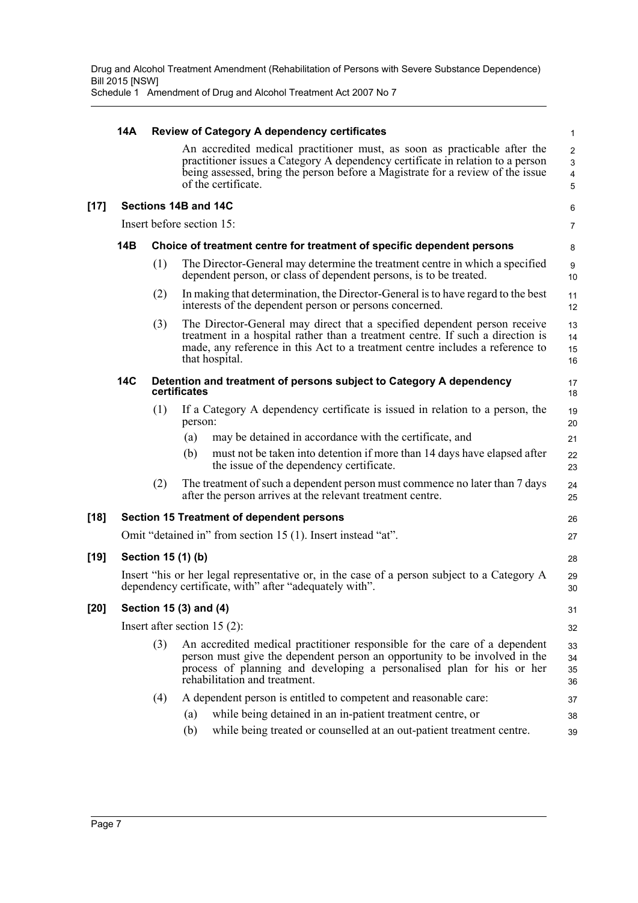#### 14A Review of Category A dependency certificates

An accredited medical practitioner must, as soon as practicable after the practitioner issues a Category A dependency certificate in relation to a person being assessed, bring the person before a Magistrate for a review of the issue of the certificate.

### [17] Sections 14B and 14C

Insert before section 15:

#### 14B Choice of treatment centre for treatment of specific dependent persons

(1) The Director-General may determine the treatment centre in which a specified dependent person, or class of dependent persons, is to be treated.

(2) In making that determination, the Director-General is to have regard to the best interests of the dependent person or persons concerned.

(3) The Director-General may direct that a specified dependent person receive treatment in a hospital rather than a treatment centre. If such a direction is made, any reference in this Act to a treatment centre includes a reference to that hospital.

#### 14C Detention and treatment of persons subject to Category A dependency certificates

(1) If a Category A dependency certificate is issued in relation to a person, the person:

- (a) may be detained in accordance with the certificate, and
- (b) must not be taken into detention if more than 14 days have elapsed after the issue of the dependency certificate.

(2) The treatment of such a dependent person must commence no later than 7 days after the person arrives at the relevant treatment centre.

### [18] Section 15 Treatment of dependent persons

Omit "detained in" from section 15 (1). Insert instead "at".

### [19] Section 15 (1) (b)

Insert "his or her legal representative or, in the case of a person subject to a Category A dependency certificate, with" after "adequately with".

### [20] Section 15 (3) and (4)

Insert after section 15 (2):

(3) An accredited medical practitioner responsible for the care of a dependent person must give the dependent person an opportunity to be involved in the process of planning and developing a personalised plan for his or her rehabilitation and treatment.

(4) A dependent person is entitled to competent and reasonable care:

- (a) while being detained in an in-patient treatment centre, or
- (b) while being treated or counselled at an out-patient treatment centre.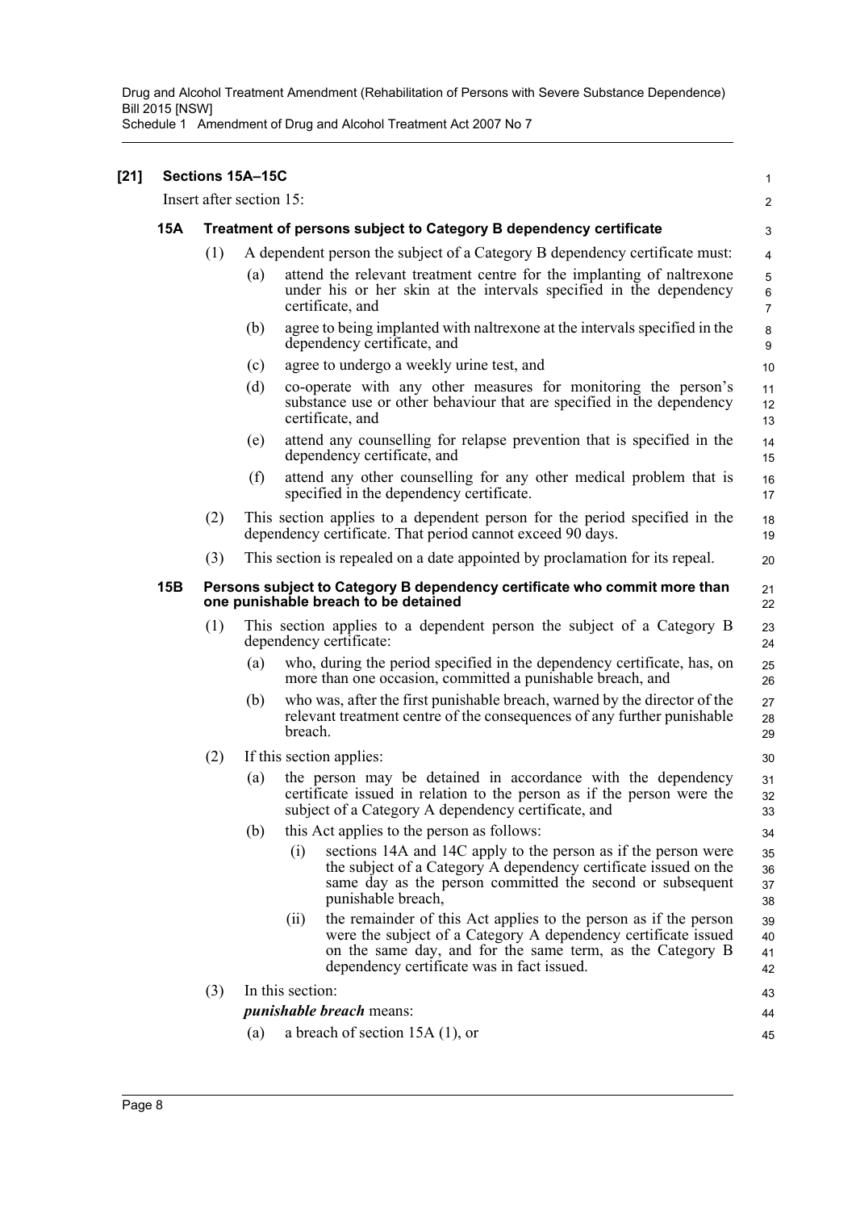**[21] Sections 15A–15C**

Insert after section 15:

**15A Treatment of persons subject to Category B dependency certificate**

(1) A dependent person the subject of a Category B dependency certificate must:

(a) attend the relevant treatment centre for the implanting of naltrexone under his or her skin at the intervals specified in the dependency certificate, and

(b) agree to being implanted with naltrexone at the intervals specified in the dependency certificate, and

(c) agree to undergo a weekly urine test, and

(d) co-operate with any other measures for monitoring the person's substance use or other behaviour that are specified in the dependency certificate, and

(e) attend any counselling for relapse prevention that is specified in the dependency certificate, and

(f) attend any other counselling for any other medical problem that is specified in the dependency certificate.

(2) This section applies to a dependent person for the period specified in the dependency certificate. That period cannot exceed 90 days.

(3) This section is repealed on a date appointed by proclamation for its repeal.

**15B Persons subject to Category B dependency certificate who commit more than one punishable breach to be detained**

(1) This section applies to a dependent person the subject of a Category B dependency certificate:

(a) who, during the period specified in the dependency certificate, has, on more than one occasion, committed a punishable breach, and

(b) who was, after the first punishable breach, warned by the director of the relevant treatment centre of the consequences of any further punishable breach.

(2) If this section applies:

(a) the person may be detained in accordance with the dependency certificate issued in relation to the person as if the person were the subject of a Category A dependency certificate, and

(b) this Act applies to the person as follows:

(i) sections 14A and 14C apply to the person as if the person were the subject of a Category A dependency certificate issued on the same day as the person committed the second or subsequent punishable breach,

(ii) the remainder of this Act applies to the person as if the person were the subject of a Category A dependency certificate issued on the same day, and for the same term, as the Category B dependency certificate was in fact issued.

(3) In this section:

***punishable breach*** means:

(a) a breach of section 15A (1), or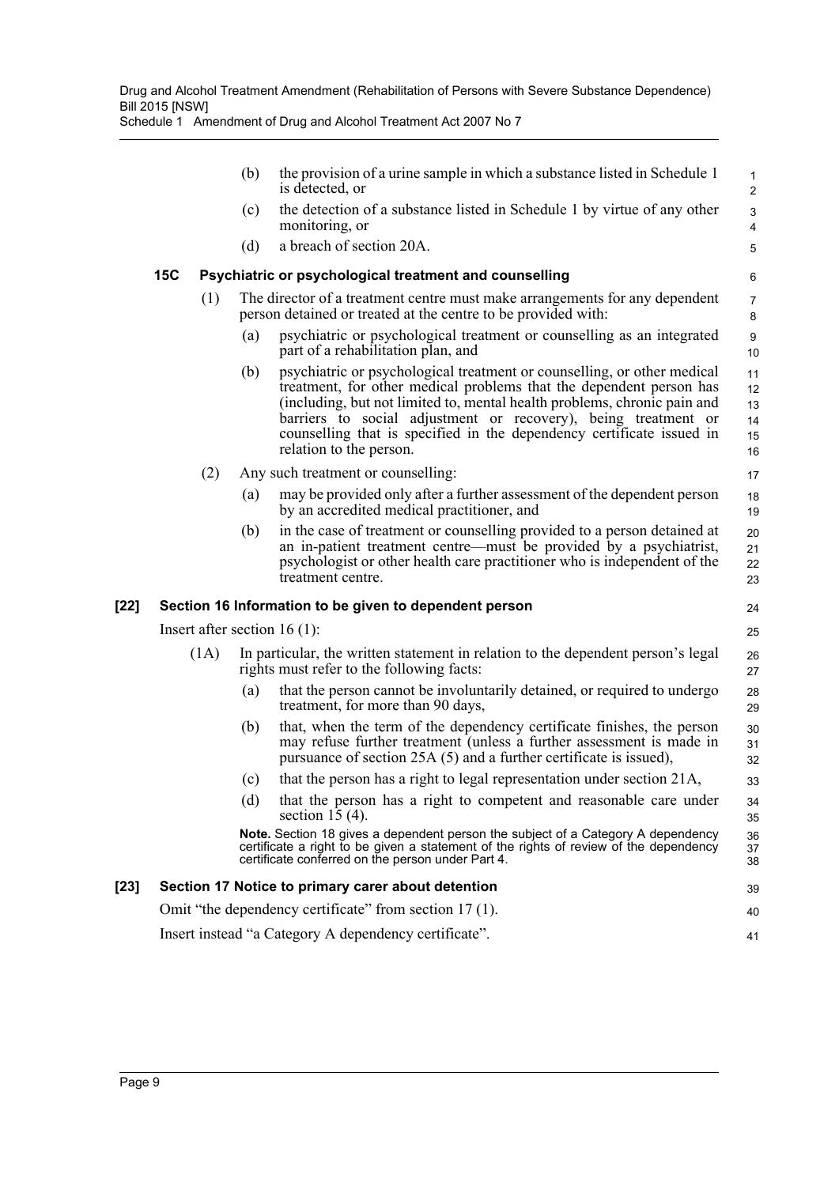(b) the provision of a urine sample in which a substance listed in Schedule 1 is detected, or

(c) the detection of a substance listed in Schedule 1 by virtue of any other monitoring, or

(d) a breach of section 20A.

### 15C Psychiatric or psychological treatment and counselling

(1) The director of a treatment centre must make arrangements for any dependent person detained or treated at the centre to be provided with:

(a) psychiatric or psychological treatment or counselling as an integrated part of a rehabilitation plan, and

(b) psychiatric or psychological treatment or counselling, or other medical treatment, for other medical problems that the dependent person has (including, but not limited to, mental health problems, chronic pain and barriers to social adjustment or recovery), being treatment or counselling that is specified in the dependency certificate issued in relation to the person.

(2) Any such treatment or counselling:

(a) may be provided only after a further assessment of the dependent person by an accredited medical practitioner, and

(b) in the case of treatment or counselling provided to a person detained at an in-patient treatment centre—must be provided by a psychiatrist, psychologist or other health care practitioner who is independent of the treatment centre.

### [22] Section 16 Information to be given to dependent person

Insert after section 16 (1):

(1A) In particular, the written statement in relation to the dependent person's legal rights must refer to the following facts:

(a) that the person cannot be involuntarily detained, or required to undergo treatment, for more than 90 days,

(b) that, when the term of the dependency certificate finishes, the person may refuse further treatment (unless a further assessment is made in pursuance of section 25A (5) and a further certificate is issued),

(c) that the person has a right to legal representation under section 21A,

(d) that the person has a right to competent and reasonable care under section 15 (4).

**Note.** Section 18 gives a dependent person the subject of a Category A dependency certificate a right to be given a statement of the rights of review of the dependency certificate conferred on the person under Part 4.

### [23] Section 17 Notice to primary carer about detention

Omit "the dependency certificate" from section 17 (1).

Insert instead "a Category A dependency certificate".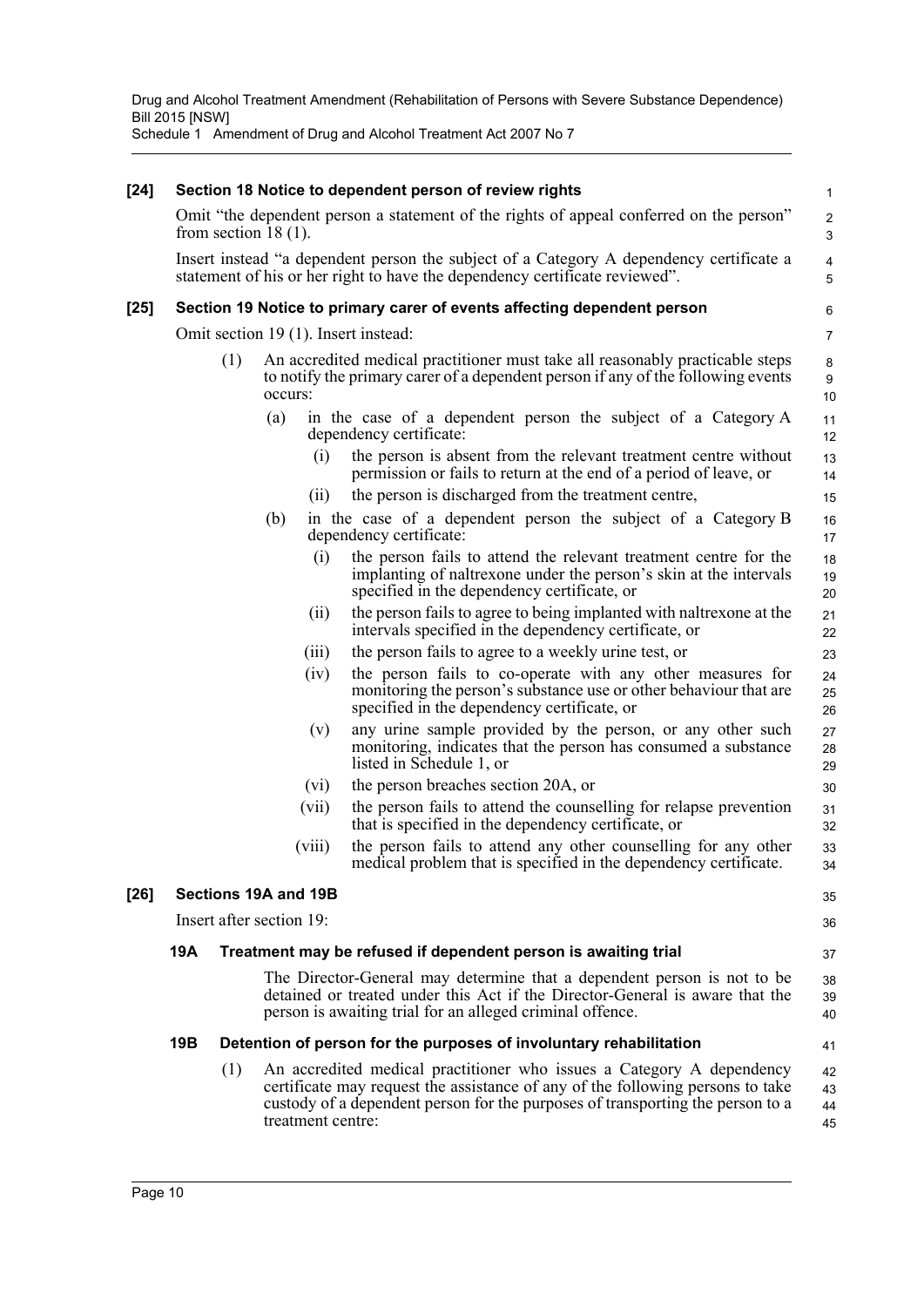**[24] Section 18 Notice to dependent person of review rights**

Omit "the dependent person a statement of the rights of appeal conferred on the person" from section 18 (1).

Insert instead "a dependent person the subject of a Category A dependency certificate a statement of his or her right to have the dependency certificate reviewed".

**[25] Section 19 Notice to primary carer of events affecting dependent person**

Omit section 19 (1). Insert instead:

(1) An accredited medical practitioner must take all reasonably practicable steps to notify the primary carer of a dependent person if any of the following events occurs:

- (a) in the case of a dependent person the subject of a Category A dependency certificate:
  - (i) the person is absent from the relevant treatment centre without permission or fails to return at the end of a period of leave, or
  - (ii) the person is discharged from the treatment centre,
- (b) in the case of a dependent person the subject of a Category B dependency certificate:
  - (i) the person fails to attend the relevant treatment centre for the implanting of naltrexone under the person's skin at the intervals specified in the dependency certificate, or
  - (ii) the person fails to agree to being implanted with naltrexone at the intervals specified in the dependency certificate, or
  - (iii) the person fails to agree to a weekly urine test, or
  - (iv) the person fails to co-operate with any other measures for monitoring the person's substance use or other behaviour that are specified in the dependency certificate, or
  - (v) any urine sample provided by the person, or any other such monitoring, indicates that the person has consumed a substance listed in Schedule 1, or
  - (vi) the person breaches section 20A, or
  - (vii) the person fails to attend the counselling for relapse prevention that is specified in the dependency certificate, or
  - (viii) the person fails to attend any other counselling for any other medical problem that is specified in the dependency certificate.

**[26] Sections 19A and 19B**

Insert after section 19:

**19A Treatment may be refused if dependent person is awaiting trial**

The Director-General may determine that a dependent person is not to be detained or treated under this Act if the Director-General is aware that the person is awaiting trial for an alleged criminal offence.

**19B Detention of person for the purposes of involuntary rehabilitation**

(1) An accredited medical practitioner who issues a Category A dependency certificate may request the assistance of any of the following persons to take custody of a dependent person for the purposes of transporting the person to a treatment centre: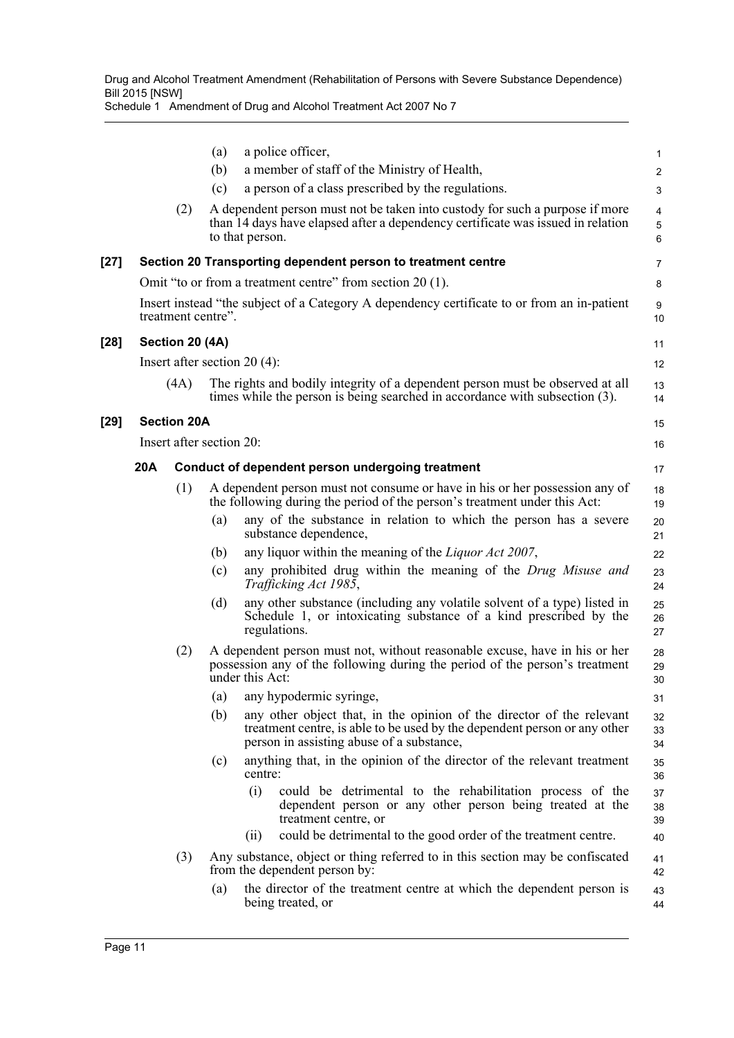(a) a police officer,

(b) a member of staff of the Ministry of Health,

(c) a person of a class prescribed by the regulations.

(2) A dependent person must not be taken into custody for such a purpose if more than 14 days have elapsed after a dependency certificate was issued in relation to that person.

**[27] Section 20 Transporting dependent person to treatment centre**

Omit "to or from a treatment centre" from section 20 (1).

Insert instead "the subject of a Category A dependency certificate to or from an in-patient treatment centre".

**[28] Section 20 (4A)**

Insert after section 20 (4):

(4A) The rights and bodily integrity of a dependent person must be observed at all times while the person is being searched in accordance with subsection (3).

**[29] Section 20A**

Insert after section 20:

**20A Conduct of dependent person undergoing treatment**

(1) A dependent person must not consume or have in his or her possession any of the following during the period of the person's treatment under this Act:

(a) any of the substance in relation to which the person has a severe substance dependence,

(b) any liquor within the meaning of the *Liquor Act 2007*,

(c) any prohibited drug within the meaning of the *Drug Misuse and Trafficking Act 1985*,

(d) any other substance (including any volatile solvent of a type) listed in Schedule 1, or intoxicating substance of a kind prescribed by the regulations.

(2) A dependent person must not, without reasonable excuse, have in his or her possession any of the following during the period of the person's treatment under this Act:

(a) any hypodermic syringe,

(b) any other object that, in the opinion of the director of the relevant treatment centre, is able to be used by the dependent person or any other person in assisting abuse of a substance,

(c) anything that, in the opinion of the director of the relevant treatment centre:

(i) could be detrimental to the rehabilitation process of the dependent person or any other person being treated at the treatment centre, or

(ii) could be detrimental to the good order of the treatment centre.

(3) Any substance, object or thing referred to in this section may be confiscated from the dependent person by:

(a) the director of the treatment centre at which the dependent person is being treated, or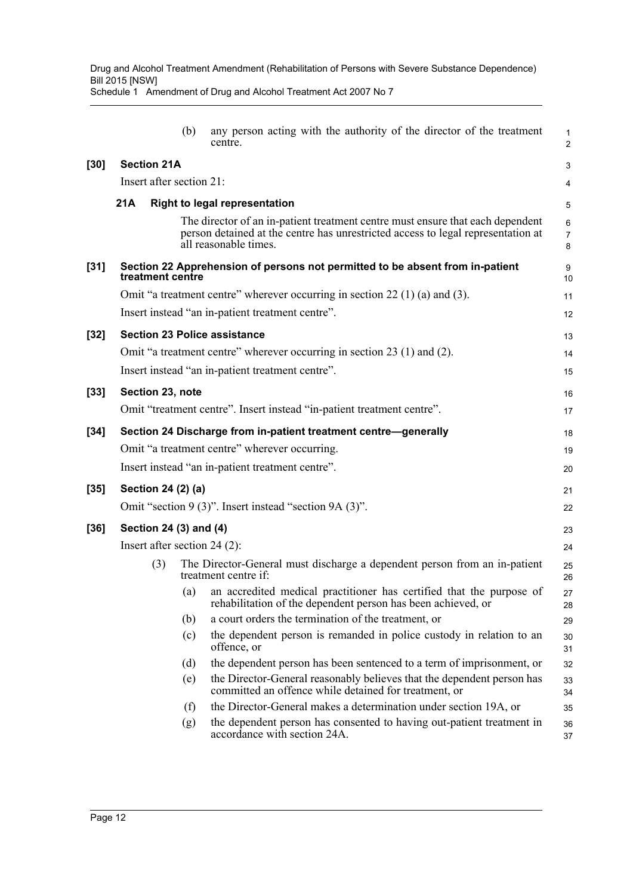(b) any person acting with the authority of the director of the treatment centre.

**[30] Section 21A**

Insert after section 21:

**21A Right to legal representation**

The director of an in-patient treatment centre must ensure that each dependent person detained at the centre has unrestricted access to legal representation at all reasonable times.

**[31] Section 22 Apprehension of persons not permitted to be absent from in-patient treatment centre**

Omit "a treatment centre" wherever occurring in section 22 (1) (a) and (3).

Insert instead "an in-patient treatment centre".

**[32] Section 23 Police assistance**

Omit "a treatment centre" wherever occurring in section 23 (1) and (2).

Insert instead "an in-patient treatment centre".

**[33] Section 23, note**

Omit "treatment centre". Insert instead "in-patient treatment centre".

**[34] Section 24 Discharge from in-patient treatment centre—generally**

Omit "a treatment centre" wherever occurring.

Insert instead "an in-patient treatment centre".

**[35] Section 24 (2) (a)**

Omit "section 9 (3)". Insert instead "section 9A (3)".

**[36] Section 24 (3) and (4)**

Insert after section 24 (2):

(3) The Director-General must discharge a dependent person from an in-patient treatment centre if:

(a) an accredited medical practitioner has certified that the purpose of rehabilitation of the dependent person has been achieved, or

(b) a court orders the termination of the treatment, or

(c) the dependent person is remanded in police custody in relation to an offence, or

(d) the dependent person has been sentenced to a term of imprisonment, or

(e) the Director-General reasonably believes that the dependent person has committed an offence while detained for treatment, or

(f) the Director-General makes a determination under section 19A, or

(g) the dependent person has consented to having out-patient treatment in accordance with section 24A.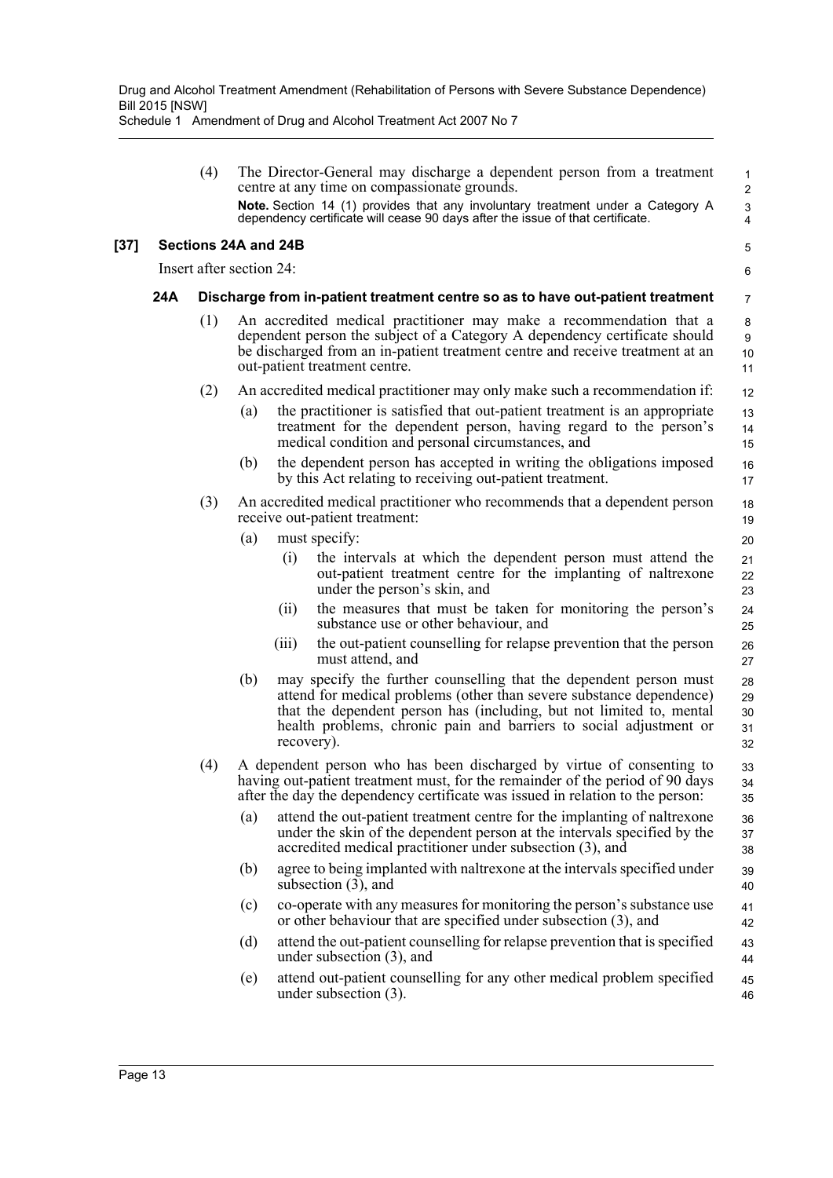(4) The Director-General may discharge a dependent person from a treatment centre at any time on compassionate grounds.

**Note.** Section 14 (1) provides that any involuntary treatment under a Category A dependency certificate will cease 90 days after the issue of that certificate.

### [37] Sections 24A and 24B

Insert after section 24:

#### 24A Discharge from in-patient treatment centre so as to have out-patient treatment

(1) An accredited medical practitioner may make a recommendation that a dependent person the subject of a Category A dependency certificate should be discharged from an in-patient treatment centre and receive treatment at an out-patient treatment centre.

(2) An accredited medical practitioner may only make such a recommendation if:

- (a) the practitioner is satisfied that out-patient treatment is an appropriate treatment for the dependent person, having regard to the person's medical condition and personal circumstances, and
- (b) the dependent person has accepted in writing the obligations imposed by this Act relating to receiving out-patient treatment.

(3) An accredited medical practitioner who recommends that a dependent person receive out-patient treatment:

- (a) must specify:
  - (i) the intervals at which the dependent person must attend the out-patient treatment centre for the implanting of naltrexone under the person's skin, and
  - (ii) the measures that must be taken for monitoring the person's substance use or other behaviour, and
  - (iii) the out-patient counselling for relapse prevention that the person must attend, and
- (b) may specify the further counselling that the dependent person must attend for medical problems (other than severe substance dependence) that the dependent person has (including, but not limited to, mental health problems, chronic pain and barriers to social adjustment or recovery).

(4) A dependent person who has been discharged by virtue of consenting to having out-patient treatment must, for the remainder of the period of 90 days after the day the dependency certificate was issued in relation to the person:

- (a) attend the out-patient treatment centre for the implanting of naltrexone under the skin of the dependent person at the intervals specified by the accredited medical practitioner under subsection (3), and
- (b) agree to being implanted with naltrexone at the intervals specified under subsection (3), and
- (c) co-operate with any measures for monitoring the person's substance use or other behaviour that are specified under subsection (3), and
- (d) attend the out-patient counselling for relapse prevention that is specified under subsection (3), and
- (e) attend out-patient counselling for any other medical problem specified under subsection (3).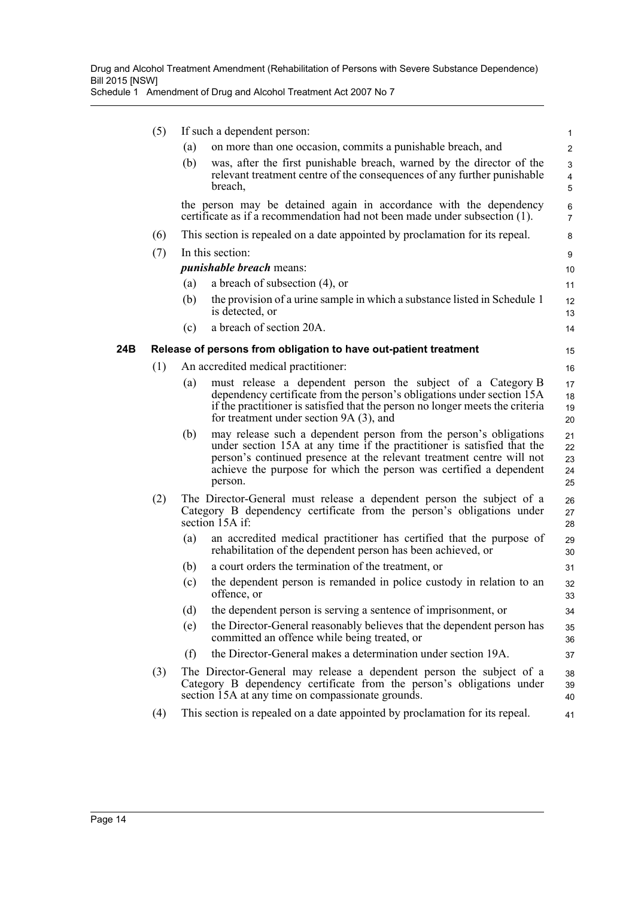(5) If such a dependent person:

(a) on more than one occasion, commits a punishable breach, and

(b) was, after the first punishable breach, warned by the director of the relevant treatment centre of the consequences of any further punishable breach,

the person may be detained again in accordance with the dependency certificate as if a recommendation had not been made under subsection (1).

(6) This section is repealed on a date appointed by proclamation for its repeal.

(7) In this section:

***punishable breach*** means:

(a) a breach of subsection (4), or

(b) the provision of a urine sample in which a substance listed in Schedule 1 is detected, or

(c) a breach of section 20A.

### 24B Release of persons from obligation to have out-patient treatment

(1) An accredited medical practitioner:

(a) must release a dependent person the subject of a Category B dependency certificate from the person's obligations under section 15A if the practitioner is satisfied that the person no longer meets the criteria for treatment under section 9A (3), and

(b) may release such a dependent person from the person's obligations under section 15A at any time if the practitioner is satisfied that the person's continued presence at the relevant treatment centre will not achieve the purpose for which the person was certified a dependent person.

(2) The Director-General must release a dependent person the subject of a Category B dependency certificate from the person's obligations under section 15A if:

(a) an accredited medical practitioner has certified that the purpose of rehabilitation of the dependent person has been achieved, or

(b) a court orders the termination of the treatment, or

(c) the dependent person is remanded in police custody in relation to an offence, or

(d) the dependent person is serving a sentence of imprisonment, or

(e) the Director-General reasonably believes that the dependent person has committed an offence while being treated, or

(f) the Director-General makes a determination under section 19A.

(3) The Director-General may release a dependent person the subject of a Category B dependency certificate from the person's obligations under section 15A at any time on compassionate grounds.

(4) This section is repealed on a date appointed by proclamation for its repeal.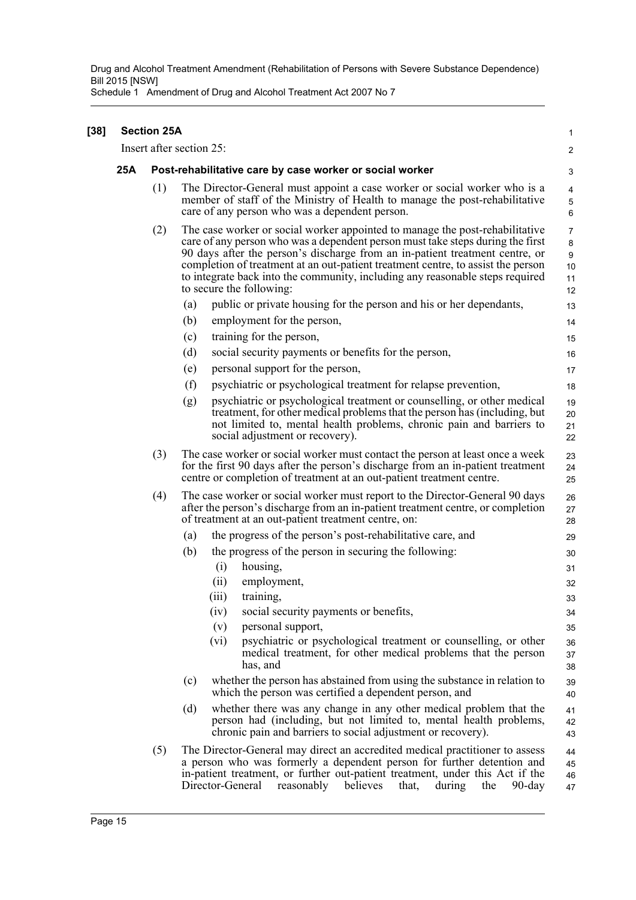**[38] Section 25A**

Insert after section 25:

### 25A Post-rehabilitative care by case worker or social worker

(1) The Director-General must appoint a case worker or social worker who is a member of staff of the Ministry of Health to manage the post-rehabilitative care of any person who was a dependent person.

(2) The case worker or social worker appointed to manage the post-rehabilitative care of any person who was a dependent person must take steps during the first 90 days after the person's discharge from an in-patient treatment centre, or completion of treatment at an out-patient treatment centre, to assist the person to integrate back into the community, including any reasonable steps required to secure the following:

- (a) public or private housing for the person and his or her dependants,
- (b) employment for the person,
- (c) training for the person,
- (d) social security payments or benefits for the person,
- (e) personal support for the person,
- (f) psychiatric or psychological treatment for relapse prevention,
- (g) psychiatric or psychological treatment or counselling, or other medical treatment, for other medical problems that the person has (including, but not limited to, mental health problems, chronic pain and barriers to social adjustment or recovery).

(3) The case worker or social worker must contact the person at least once a week for the first 90 days after the person's discharge from an in-patient treatment centre or completion of treatment at an out-patient treatment centre.

(4) The case worker or social worker must report to the Director-General 90 days after the person's discharge from an in-patient treatment centre, or completion of treatment at an out-patient treatment centre, on:

- (a) the progress of the person's post-rehabilitative care, and
- (b) the progress of the person in securing the following:
  - (i) housing,
  - (ii) employment,
  - (iii) training,
  - (iv) social security payments or benefits,
  - (v) personal support,
  - (vi) psychiatric or psychological treatment or counselling, or other medical treatment, for other medical problems that the person has, and
- (c) whether the person has abstained from using the substance in relation to which the person was certified a dependent person, and
- (d) whether there was any change in any other medical problem that the person had (including, but not limited to, mental health problems, chronic pain and barriers to social adjustment or recovery).

(5) The Director-General may direct an accredited medical practitioner to assess a person who was formerly a dependent person for further detention and in-patient treatment, or further out-patient treatment, under this Act if the Director-General reasonably believes that, during the 90-day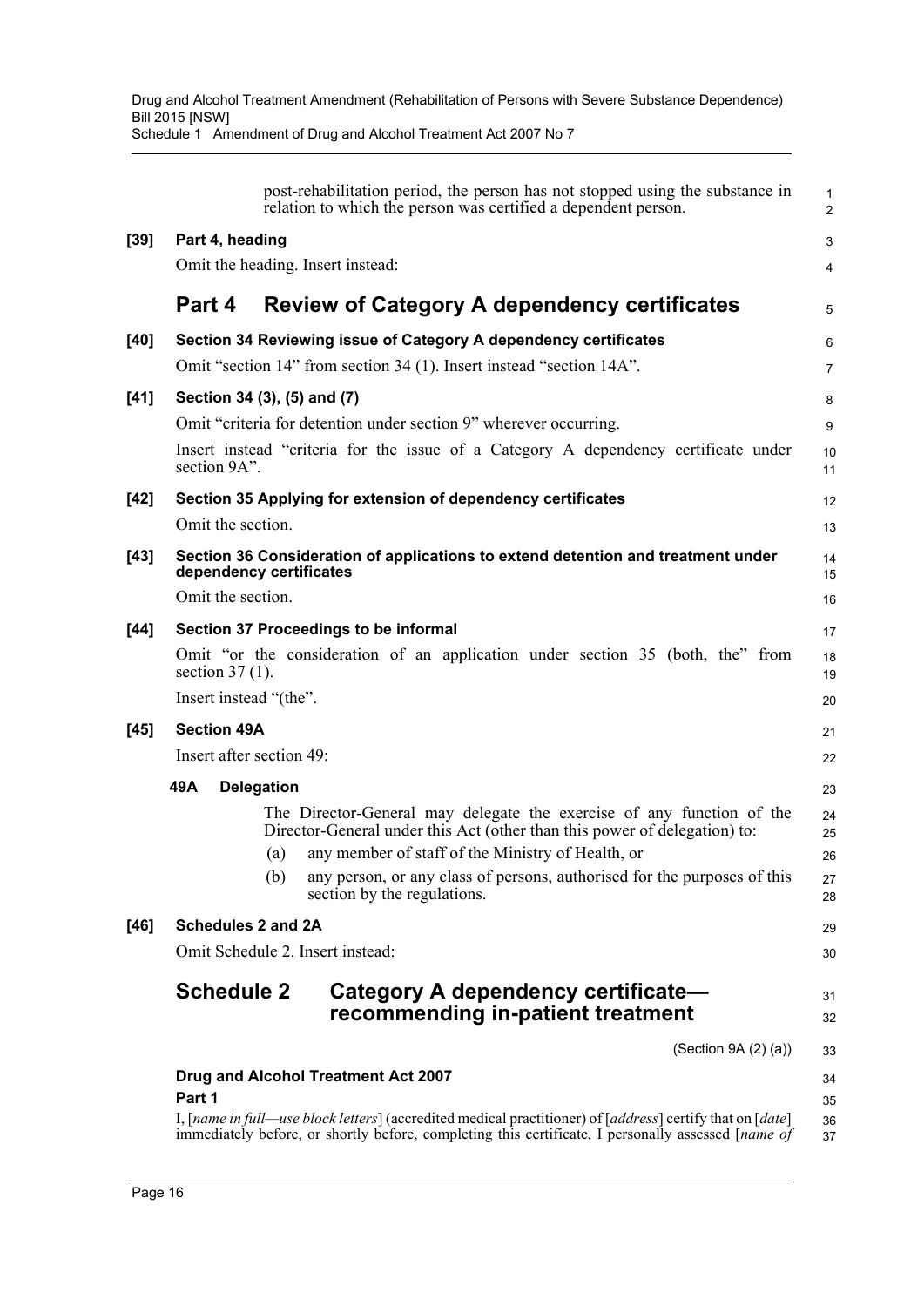post-rehabilitation period, the person has not stopped using the substance in relation to which the person was certified a dependent person.

**[39] Part 4, heading**

Omit the heading. Insert instead:

## Part 4 Review of Category A dependency certificates

**[40] Section 34 Reviewing issue of Category A dependency certificates**

Omit "section 14" from section 34 (1). Insert instead "section 14A".

**[41] Section 34 (3), (5) and (7)**

Omit "criteria for detention under section 9" wherever occurring.

Insert instead "criteria for the issue of a Category A dependency certificate under section 9A".

**[42] Section 35 Applying for extension of dependency certificates**

Omit the section.

**[43] Section 36 Consideration of applications to extend detention and treatment under dependency certificates**

Omit the section.

**[44] Section 37 Proceedings to be informal**

Omit "or the consideration of an application under section 35 (both, the" from section 37 (1).

Insert instead "(the".

**[45] Section 49A**

Insert after section 49:

**49A Delegation**

The Director-General may delegate the exercise of any function of the Director-General under this Act (other than this power of delegation) to:

(a) any member of staff of the Ministry of Health, or

(b) any person, or any class of persons, authorised for the purposes of this section by the regulations.

**[46] Schedules 2 and 2A**

Omit Schedule 2. Insert instead:

## Schedule 2 Category A dependency certificate—recommending in-patient treatment

(Section 9A (2) (a))

**Drug and Alcohol Treatment Act 2007**

**Part 1**

I, [*name in full—use block letters*] (accredited medical practitioner) of [*address*] certify that on [*date*] immediately before, or shortly before, completing this certificate, I personally assessed [*name of*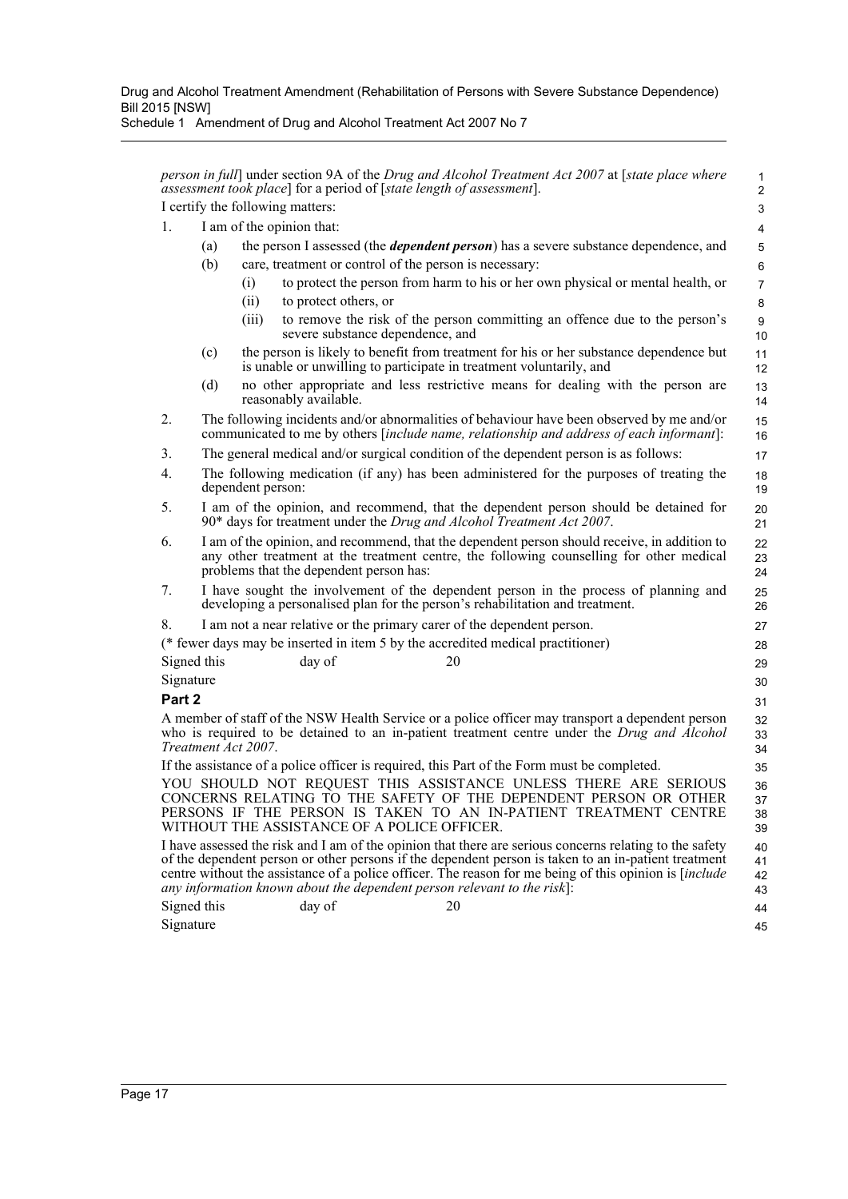*person in full*] under section 9A of the *Drug and Alcohol Treatment Act 2007* at [*state place where assessment took place*] for a period of [*state length of assessment*].

I certify the following matters:

1. I am of the opinion that:
   - (a) the person I assessed (the ***dependent person***) has a severe substance dependence, and
   - (b) care, treatment or control of the person is necessary:
     - (i) to protect the person from harm to his or her own physical or mental health, or
     - (ii) to protect others, or
     - (iii) to remove the risk of the person committing an offence due to the person's severe substance dependence, and
   - (c) the person is likely to benefit from treatment for his or her substance dependence but is unable or unwilling to participate in treatment voluntarily, and
   - (d) no other appropriate and less restrictive means for dealing with the person are reasonably available.
2. The following incidents and/or abnormalities of behaviour have been observed by me and/or communicated to me by others [*include name, relationship and address of each informant*]:
3. The general medical and/or surgical condition of the dependent person is as follows:
4. The following medication (if any) has been administered for the purposes of treating the dependent person:
5. I am of the opinion, and recommend, that the dependent person should be detained for 90* days for treatment under the *Drug and Alcohol Treatment Act 2007*.
6. I am of the opinion, and recommend, that the dependent person should receive, in addition to any other treatment at the treatment centre, the following counselling for other medical problems that the dependent person has:
7. I have sought the involvement of the dependent person in the process of planning and developing a personalised plan for the person's rehabilitation and treatment.
8. I am not a near relative or the primary carer of the dependent person.

(* fewer days may be inserted in item 5 by the accredited medical practitioner)

Signed this day of 20

Signature

**Part 2**

A member of staff of the NSW Health Service or a police officer may transport a dependent person who is required to be detained to an in-patient treatment centre under the *Drug and Alcohol Treatment Act 2007*.

If the assistance of a police officer is required, this Part of the Form must be completed.

YOU SHOULD NOT REQUEST THIS ASSISTANCE UNLESS THERE ARE SERIOUS CONCERNS RELATING TO THE SAFETY OF THE DEPENDENT PERSON OR OTHER PERSONS IF THE PERSON IS TAKEN TO AN IN-PATIENT TREATMENT CENTRE WITHOUT THE ASSISTANCE OF A POLICE OFFICER.

I have assessed the risk and I am of the opinion that there are serious concerns relating to the safety of the dependent person or other persons if the dependent person is taken to an in-patient treatment centre without the assistance of a police officer. The reason for me being of this opinion is [*include any information known about the dependent person relevant to the risk*]:

Signed this day of 20

Signature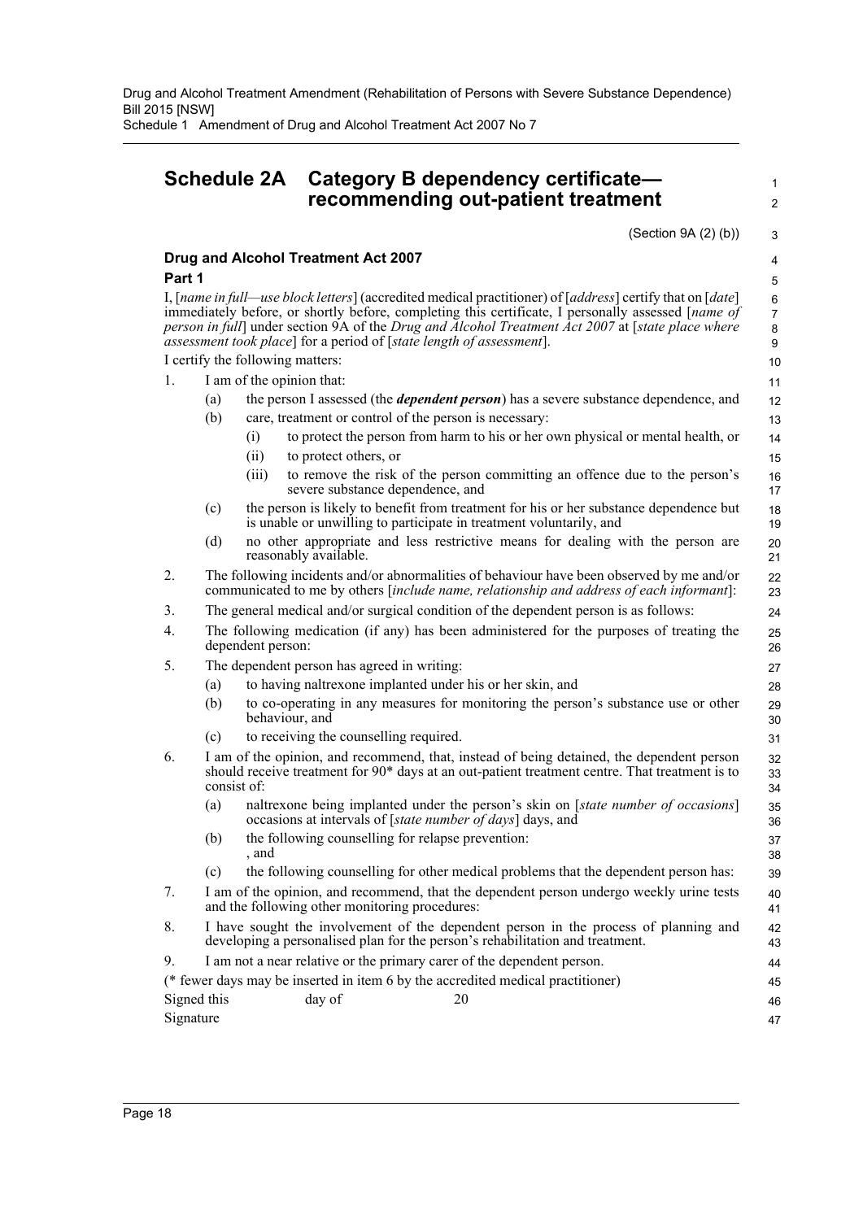## Schedule 2A Category B dependency certificate—recommending out-patient treatment

(Section 9A (2) (b))

**Drug and Alcohol Treatment Act 2007**

**Part 1**

I, [*name in full—use block letters*] (accredited medical practitioner) of [*address*] certify that on [*date*] immediately before, or shortly before, completing this certificate, I personally assessed [*name of person in full*] under section 9A of the *Drug and Alcohol Treatment Act 2007* at [*state place where assessment took place*] for a period of [*state length of assessment*].

I certify the following matters:

1. I am of the opinion that:
   (a) the person I assessed (the ***dependent person***) has a severe substance dependence, and
   (b) care, treatment or control of the person is necessary:
      (i) to protect the person from harm to his or her own physical or mental health, or
      (ii) to protect others, or
      (iii) to remove the risk of the person committing an offence due to the person's severe substance dependence, and
   (c) the person is likely to benefit from treatment for his or her substance dependence but is unable or unwilling to participate in treatment voluntarily, and
   (d) no other appropriate and less restrictive means for dealing with the person are reasonably available.
2. The following incidents and/or abnormalities of behaviour have been observed by me and/or communicated to me by others [*include name, relationship and address of each informant*]:
3. The general medical and/or surgical condition of the dependent person is as follows:
4. The following medication (if any) has been administered for the purposes of treating the dependent person:
5. The dependent person has agreed in writing:
   (a) to having naltrexone implanted under his or her skin, and
   (b) to co-operating in any measures for monitoring the person's substance use or other behaviour, and
   (c) to receiving the counselling required.
6. I am of the opinion, and recommend, that, instead of being detained, the dependent person should receive treatment for 90* days at an out-patient treatment centre. That treatment is to consist of:
   (a) naltrexone being implanted under the person's skin on [*state number of occasions*] occasions at intervals of [*state number of days*] days, and
   (b) the following counselling for relapse prevention:
   , and
   (c) the following counselling for other medical problems that the dependent person has:
7. I am of the opinion, and recommend, that the dependent person undergo weekly urine tests and the following other monitoring procedures:
8. I have sought the involvement of the dependent person in the process of planning and developing a personalised plan for the person's rehabilitation and treatment.
9. I am not a near relative or the primary carer of the dependent person.

(* fewer days may be inserted in item 6 by the accredited medical practitioner)

Signed this day of 20

Signature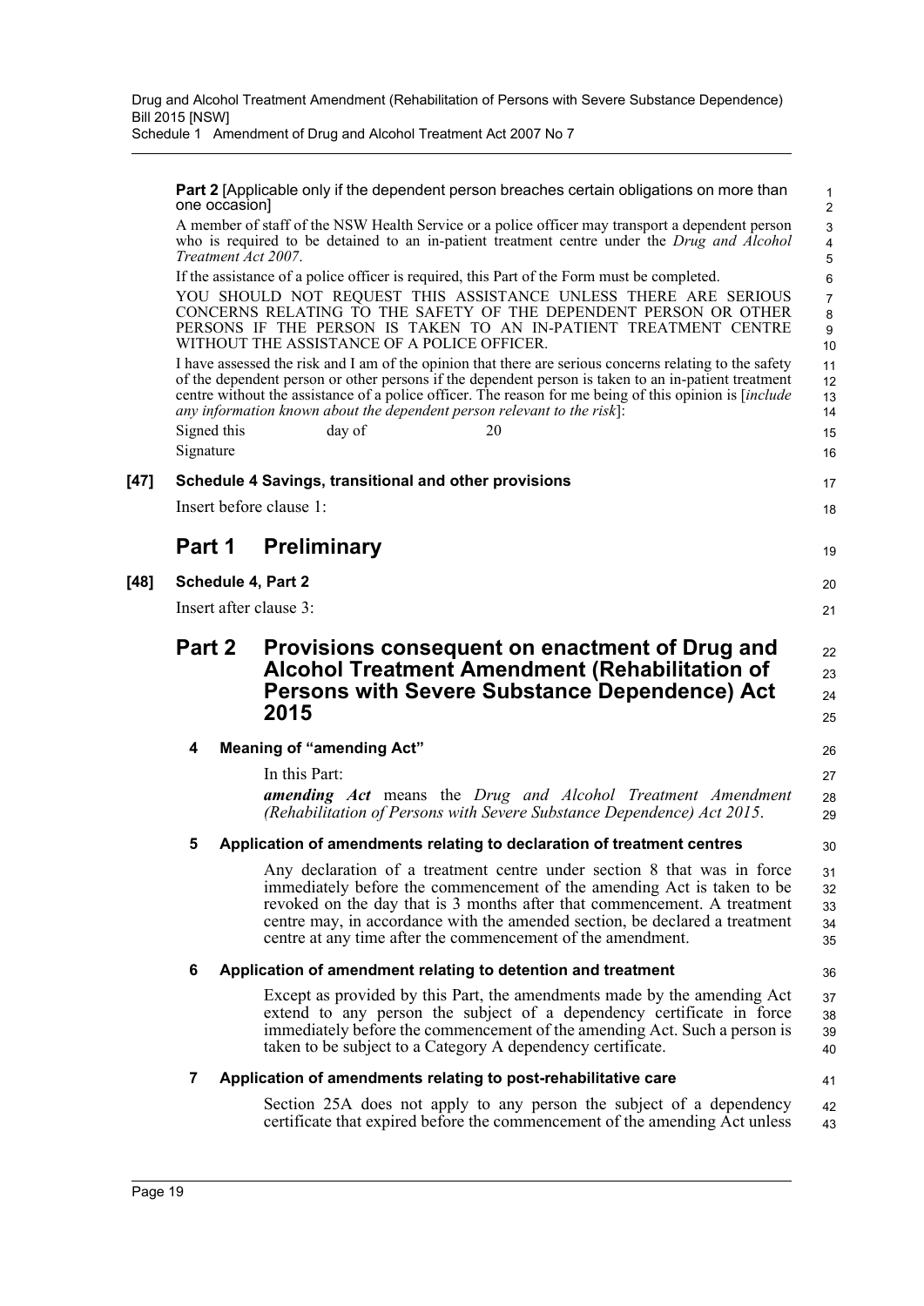**Part 2** [Applicable only if the dependent person breaches certain obligations on more than one occasion]

A member of staff of the NSW Health Service or a police officer may transport a dependent person who is required to be detained to an in-patient treatment centre under the *Drug and Alcohol Treatment Act 2007*.

If the assistance of a police officer is required, this Part of the Form must be completed.

YOU SHOULD NOT REQUEST THIS ASSISTANCE UNLESS THERE ARE SERIOUS CONCERNS RELATING TO THE SAFETY OF THE DEPENDENT PERSON OR OTHER PERSONS IF THE PERSON IS TAKEN TO AN IN-PATIENT TREATMENT CENTRE WITHOUT THE ASSISTANCE OF A POLICE OFFICER.

I have assessed the risk and I am of the opinion that there are serious concerns relating to the safety of the dependent person or other persons if the dependent person is taken to an in-patient treatment centre without the assistance of a police officer. The reason for me being of this opinion is [*include any information known about the dependent person relevant to the risk*]:

Signed this day of 20

Signature

**[47] Schedule 4 Savings, transitional and other provisions**

Insert before clause 1:

# Part 1 Preliminary

**[48] Schedule 4, Part 2**

Insert after clause 3:

# Part 2 Provisions consequent on enactment of Drug and Alcohol Treatment Amendment (Rehabilitation of Persons with Severe Substance Dependence) Act 2015

### 4 Meaning of "amending Act"

In this Part:

***amending Act*** means the *Drug and Alcohol Treatment Amendment (Rehabilitation of Persons with Severe Substance Dependence) Act 2015*.

### 5 Application of amendments relating to declaration of treatment centres

Any declaration of a treatment centre under section 8 that was in force immediately before the commencement of the amending Act is taken to be revoked on the day that is 3 months after that commencement. A treatment centre may, in accordance with the amended section, be declared a treatment centre at any time after the commencement of the amendment.

### 6 Application of amendment relating to detention and treatment

Except as provided by this Part, the amendments made by the amending Act extend to any person the subject of a dependency certificate in force immediately before the commencement of the amending Act. Such a person is taken to be subject to a Category A dependency certificate.

### 7 Application of amendments relating to post-rehabilitative care

Section 25A does not apply to any person the subject of a dependency certificate that expired before the commencement of the amending Act unless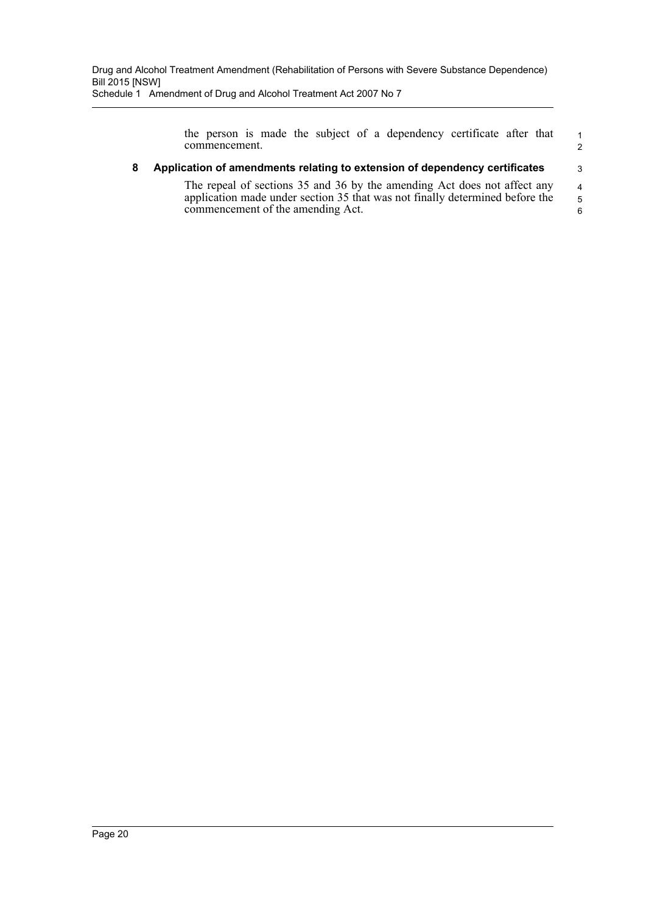the person is made the subject of a dependency certificate after that commencement.

### 8 Application of amendments relating to extension of dependency certificates

The repeal of sections 35 and 36 by the amending Act does not affect any application made under section 35 that was not finally determined before the commencement of the amending Act.